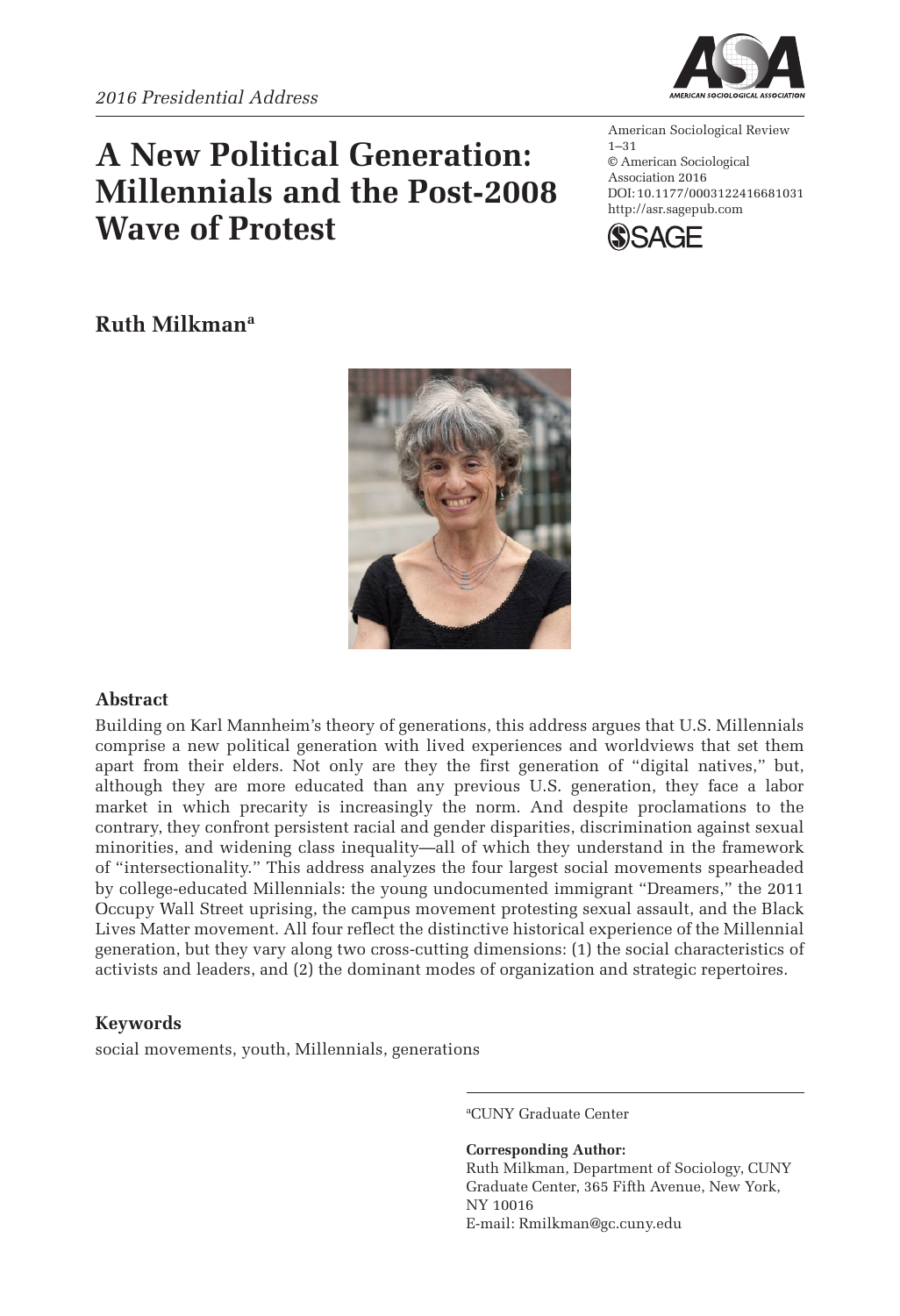*2016 Presidential Address*

# A New Political Generation: Millennials and the Post-2008 Wave of Protest

American Sociological Review
1–31
© American Sociological Association 2016
DOI: 10.1177/0003122416681031
http://asr.sagepub.com

**Ruth Milkman**[a]

## Abstract

Building on Karl Mannheim's theory of generations, this address argues that U.S. Millennials comprise a new political generation with lived experiences and worldviews that set them apart from their elders. Not only are they the first generation of "digital natives," but, although they are more educated than any previous U.S. generation, they face a labor market in which precarity is increasingly the norm. And despite proclamations to the contrary, they confront persistent racial and gender disparities, discrimination against sexual minorities, and widening class inequality—all of which they understand in the framework of "intersectionality." This address analyzes the four largest social movements spearheaded by college-educated Millennials: the young undocumented immigrant "Dreamers," the 2011 Occupy Wall Street uprising, the campus movement protesting sexual assault, and the Black Lives Matter movement. All four reflect the distinctive historical experience of the Millennial generation, but they vary along two cross-cutting dimensions: (1) the social characteristics of activists and leaders, and (2) the dominant modes of organization and strategic repertoires.

## Keywords

social movements, youth, Millennials, generations

[a]CUNY Graduate Center

**Corresponding Author:**
Ruth Milkman, Department of Sociology, CUNY Graduate Center, 365 Fifth Avenue, New York, NY 10016
E-mail: Rmilkman@gc.cuny.edu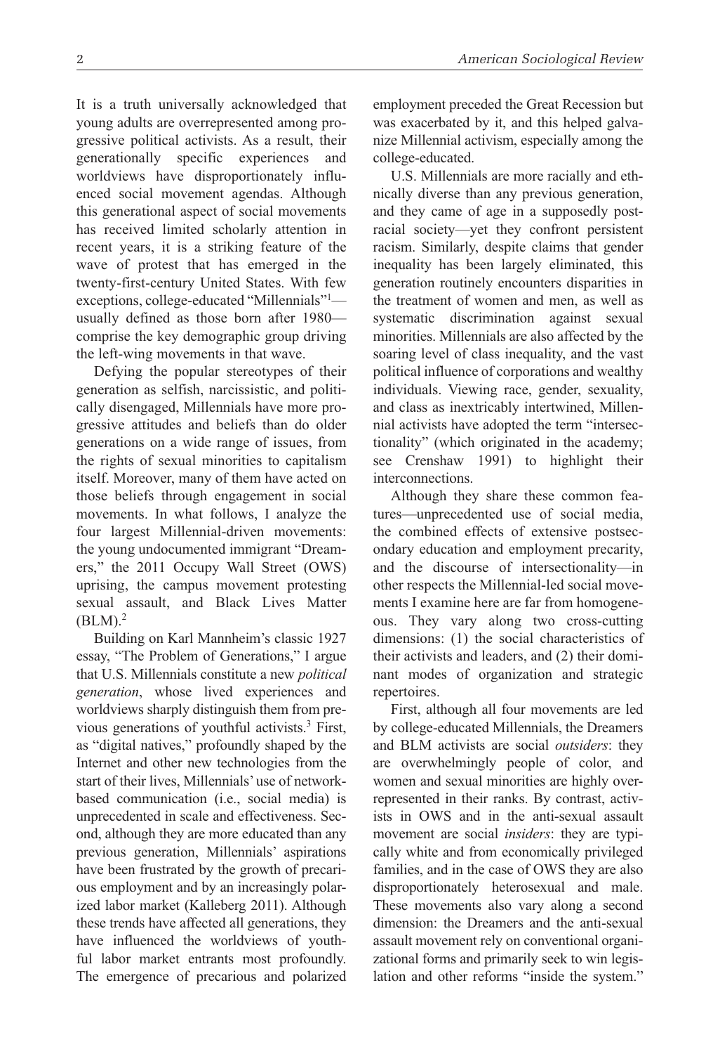It is a truth universally acknowledged that young adults are overrepresented among progressive political activists. As a result, their generationally specific experiences and worldviews have disproportionately influenced social movement agendas. Although this generational aspect of social movements has received limited scholarly attention in recent years, it is a striking feature of the wave of protest that has emerged in the twenty-first-century United States. With few exceptions, college-educated "Millennials"[1]—usually defined as those born after 1980—comprise the key demographic group driving the left-wing movements in that wave.

Defying the popular stereotypes of their generation as selfish, narcissistic, and politically disengaged, Millennials have more progressive attitudes and beliefs than do older generations on a wide range of issues, from the rights of sexual minorities to capitalism itself. Moreover, many of them have acted on those beliefs through engagement in social movements. In what follows, I analyze the four largest Millennial-driven movements: the young undocumented immigrant "Dreamers," the 2011 Occupy Wall Street (OWS) uprising, the campus movement protesting sexual assault, and Black Lives Matter (BLM).[2]

Building on Karl Mannheim's classic 1927 essay, "The Problem of Generations," I argue that U.S. Millennials constitute a new *political generation*, whose lived experiences and worldviews sharply distinguish them from previous generations of youthful activists.[3] First, as "digital natives," profoundly shaped by the Internet and other new technologies from the start of their lives, Millennials' use of network-based communication (i.e., social media) is unprecedented in scale and effectiveness. Second, although they are more educated than any previous generation, Millennials' aspirations have been frustrated by the growth of precarious employment and by an increasingly polarized labor market (Kalleberg 2011). Although these trends have affected all generations, they have influenced the worldviews of youthful labor market entrants most profoundly. The emergence of precarious and polarized employment preceded the Great Recession but was exacerbated by it, and this helped galvanize Millennial activism, especially among the college-educated.

U.S. Millennials are more racially and ethnically diverse than any previous generation, and they came of age in a supposedly post-racial society—yet they confront persistent racism. Similarly, despite claims that gender inequality has been largely eliminated, this generation routinely encounters disparities in the treatment of women and men, as well as systematic discrimination against sexual minorities. Millennials are also affected by the soaring level of class inequality, and the vast political influence of corporations and wealthy individuals. Viewing race, gender, sexuality, and class as inextricably intertwined, Millennial activists have adopted the term "intersectionality" (which originated in the academy; see Crenshaw 1991) to highlight their interconnections.

Although they share these common features—unprecedented use of social media, the combined effects of extensive postsecondary education and employment precarity, and the discourse of intersectionality—in other respects the Millennial-led social movements I examine here are far from homogeneous. They vary along two cross-cutting dimensions: (1) the social characteristics of their activists and leaders, and (2) their dominant modes of organization and strategic repertoires.

First, although all four movements are led by college-educated Millennials, the Dreamers and BLM activists are social *outsiders*: they are overwhelmingly people of color, and women and sexual minorities are highly overrepresented in their ranks. By contrast, activists in OWS and in the anti-sexual assault movement are social *insiders*: they are typically white and from economically privileged families, and in the case of OWS they are also disproportionately heterosexual and male. These movements also vary along a second dimension: the Dreamers and the anti-sexual assault movement rely on conventional organizational forms and primarily seek to win legislation and other reforms "inside the system."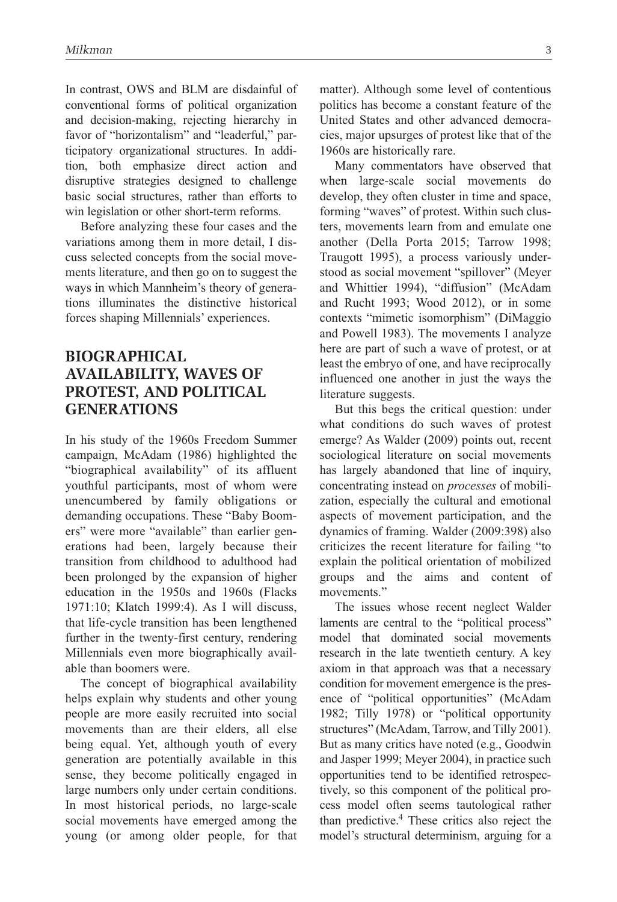In contrast, OWS and BLM are disdainful of conventional forms of political organization and decision-making, rejecting hierarchy in favor of "horizontalism" and "leaderful," participatory organizational structures. In addition, both emphasize direct action and disruptive strategies designed to challenge basic social structures, rather than efforts to win legislation or other short-term reforms.

Before analyzing these four cases and the variations among them in more detail, I discuss selected concepts from the social movements literature, and then go on to suggest the ways in which Mannheim's theory of generations illuminates the distinctive historical forces shaping Millennials' experiences.

## BIOGRAPHICAL AVAILABILITY, WAVES OF PROTEST, AND POLITICAL GENERATIONS

In his study of the 1960s Freedom Summer campaign, McAdam (1986) highlighted the "biographical availability" of its affluent youthful participants, most of whom were unencumbered by family obligations or demanding occupations. These "Baby Boomers" were more "available" than earlier generations had been, largely because their transition from childhood to adulthood had been prolonged by the expansion of higher education in the 1950s and 1960s (Flacks 1971:10; Klatch 1999:4). As I will discuss, that life-cycle transition has been lengthened further in the twenty-first century, rendering Millennials even more biographically available than boomers were.

The concept of biographical availability helps explain why students and other young people are more easily recruited into social movements than are their elders, all else being equal. Yet, although youth of every generation are potentially available in this sense, they become politically engaged in large numbers only under certain conditions. In most historical periods, no large-scale social movements have emerged among the young (or among older people, for that matter). Although some level of contentious politics has become a constant feature of the United States and other advanced democracies, major upsurges of protest like that of the 1960s are historically rare.

Many commentators have observed that when large-scale social movements do develop, they often cluster in time and space, forming "waves" of protest. Within such clusters, movements learn from and emulate one another (Della Porta 2015; Tarrow 1998; Traugott 1995), a process variously understood as social movement "spillover" (Meyer and Whittier 1994), "diffusion" (McAdam and Rucht 1993; Wood 2012), or in some contexts "mimetic isomorphism" (DiMaggio and Powell 1983). The movements I analyze here are part of such a wave of protest, or at least the embryo of one, and have reciprocally influenced one another in just the ways the literature suggests.

But this begs the critical question: under what conditions do such waves of protest emerge? As Walder (2009) points out, recent sociological literature on social movements has largely abandoned that line of inquiry, concentrating instead on *processes* of mobilization, especially the cultural and emotional aspects of movement participation, and the dynamics of framing. Walder (2009:398) also criticizes the recent literature for failing "to explain the political orientation of mobilized groups and the aims and content of movements."

The issues whose recent neglect Walder laments are central to the "political process" model that dominated social movements research in the late twentieth century. A key axiom in that approach was that a necessary condition for movement emergence is the presence of "political opportunities" (McAdam 1982; Tilly 1978) or "political opportunity structures" (McAdam, Tarrow, and Tilly 2001). But as many critics have noted (e.g., Goodwin and Jasper 1999; Meyer 2004), in practice such opportunities tend to be identified retrospectively, so this component of the political process model often seems tautological rather than predictive.[4] These critics also reject the model's structural determinism, arguing for a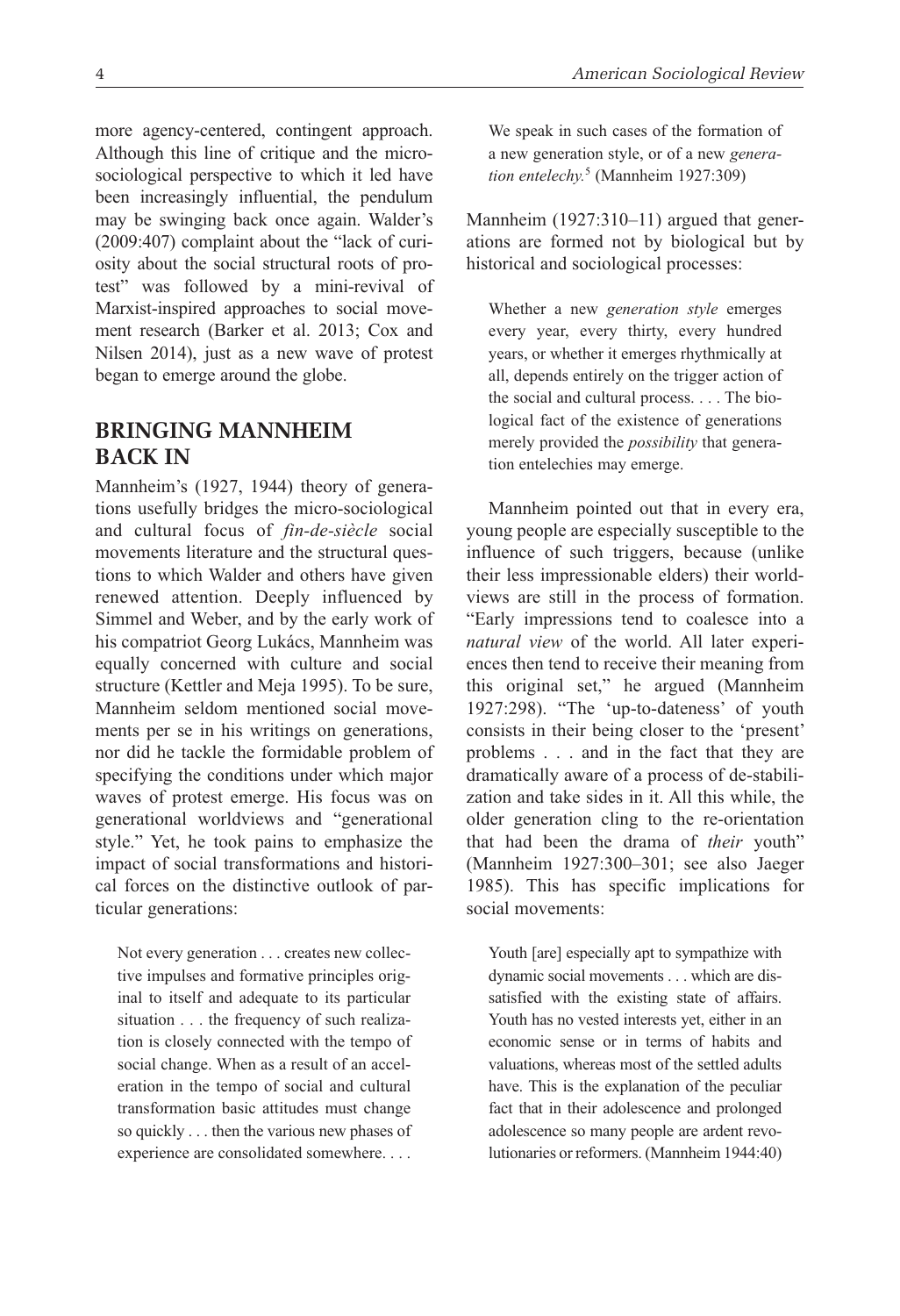more agency-centered, contingent approach. Although this line of critique and the micro-sociological perspective to which it led have been increasingly influential, the pendulum may be swinging back once again. Walder's (2009:407) complaint about the "lack of curiosity about the social structural roots of protest" was followed by a mini-revival of Marxist-inspired approaches to social movement research (Barker et al. 2013; Cox and Nilsen 2014), just as a new wave of protest began to emerge around the globe.

## BRINGING MANNHEIM BACK IN

Mannheim's (1927, 1944) theory of generations usefully bridges the micro-sociological and cultural focus of *fin-de-siècle* social movements literature and the structural questions to which Walder and others have given renewed attention. Deeply influenced by Simmel and Weber, and by the early work of his compatriot Georg Lukács, Mannheim was equally concerned with culture and social structure (Kettler and Meja 1995). To be sure, Mannheim seldom mentioned social movements per se in his writings on generations, nor did he tackle the formidable problem of specifying the conditions under which major waves of protest emerge. His focus was on generational worldviews and "generational style." Yet, he took pains to emphasize the impact of social transformations and historical forces on the distinctive outlook of particular generations:

> Not every generation . . . creates new collective impulses and formative principles original to itself and adequate to its particular situation . . . the frequency of such realization is closely connected with the tempo of social change. When as a result of an acceleration in the tempo of social and cultural transformation basic attitudes must change so quickly . . . then the various new phases of experience are consolidated somewhere. . . . We speak in such cases of the formation of a new generation style, or of a new *generation entelechy.*[5] (Mannheim 1927:309)

Mannheim (1927:310–11) argued that generations are formed not by biological but by historical and sociological processes:

> Whether a new *generation style* emerges every year, every thirty, every hundred years, or whether it emerges rhythmically at all, depends entirely on the trigger action of the social and cultural process. . . . The biological fact of the existence of generations merely provided the *possibility* that generation entelechies may emerge.

Mannheim pointed out that in every era, young people are especially susceptible to the influence of such triggers, because (unlike their less impressionable elders) their worldviews are still in the process of formation. "Early impressions tend to coalesce into a *natural view* of the world. All later experiences then tend to receive their meaning from this original set," he argued (Mannheim 1927:298). "The 'up-to-dateness' of youth consists in their being closer to the 'present' problems . . . and in the fact that they are dramatically aware of a process of de-stabilization and take sides in it. All this while, the older generation cling to the re-orientation that had been the drama of *their* youth" (Mannheim 1927:300–301; see also Jaeger 1985). This has specific implications for social movements:

> Youth [are] especially apt to sympathize with dynamic social movements . . . which are dissatisfied with the existing state of affairs. Youth has no vested interests yet, either in an economic sense or in terms of habits and valuations, whereas most of the settled adults have. This is the explanation of the peculiar fact that in their adolescence and prolonged adolescence so many people are ardent revolutionaries or reformers. (Mannheim 1944:40)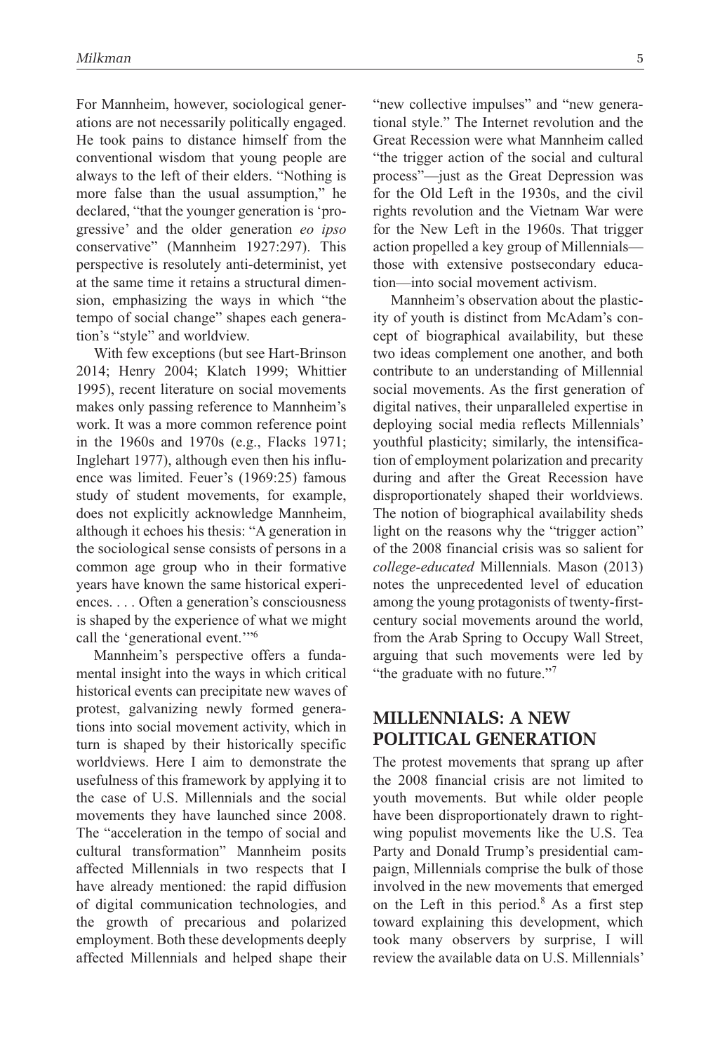For Mannheim, however, sociological generations are not necessarily politically engaged. He took pains to distance himself from the conventional wisdom that young people are always to the left of their elders. "Nothing is more false than the usual assumption," he declared, "that the younger generation is 'progressive' and the older generation *eo ipso* conservative" (Mannheim 1927:297). This perspective is resolutely anti-determinist, yet at the same time it retains a structural dimension, emphasizing the ways in which "the tempo of social change" shapes each generation's "style" and worldview.

With few exceptions (but see Hart-Brinson 2014; Henry 2004; Klatch 1999; Whittier 1995), recent literature on social movements makes only passing reference to Mannheim's work. It was a more common reference point in the 1960s and 1970s (e.g., Flacks 1971; Inglehart 1977), although even then his influence was limited. Feuer's (1969:25) famous study of student movements, for example, does not explicitly acknowledge Mannheim, although it echoes his thesis: "A generation in the sociological sense consists of persons in a common age group who in their formative years have known the same historical experiences. . . . Often a generation's consciousness is shaped by the experience of what we might call the 'generational event.'"[6]

Mannheim's perspective offers a fundamental insight into the ways in which critical historical events can precipitate new waves of protest, galvanizing newly formed generations into social movement activity, which in turn is shaped by their historically specific worldviews. Here I aim to demonstrate the usefulness of this framework by applying it to the case of U.S. Millennials and the social movements they have launched since 2008. The "acceleration in the tempo of social and cultural transformation" Mannheim posits affected Millennials in two respects that I have already mentioned: the rapid diffusion of digital communication technologies, and the growth of precarious and polarized employment. Both these developments deeply affected Millennials and helped shape their "new collective impulses" and "new generational style." The Internet revolution and the Great Recession were what Mannheim called "the trigger action of the social and cultural process"—just as the Great Depression was for the Old Left in the 1930s, and the civil rights revolution and the Vietnam War were for the New Left in the 1960s. That trigger action propelled a key group of Millennials—those with extensive postsecondary education—into social movement activism.

Mannheim's observation about the plasticity of youth is distinct from McAdam's concept of biographical availability, but these two ideas complement one another, and both contribute to an understanding of Millennial social movements. As the first generation of digital natives, their unparalleled expertise in deploying social media reflects Millennials' youthful plasticity; similarly, the intensification of employment polarization and precarity during and after the Great Recession have disproportionately shaped their worldviews. The notion of biographical availability sheds light on the reasons why the "trigger action" of the 2008 financial crisis was so salient for *college-educated* Millennials. Mason (2013) notes the unprecedented level of education among the young protagonists of twenty-first-century social movements around the world, from the Arab Spring to Occupy Wall Street, arguing that such movements were led by "the graduate with no future."[7]

## MILLENNIALS: A NEW POLITICAL GENERATION

The protest movements that sprang up after the 2008 financial crisis are not limited to youth movements. But while older people have been disproportionately drawn to right-wing populist movements like the U.S. Tea Party and Donald Trump's presidential campaign, Millennials comprise the bulk of those involved in the new movements that emerged on the Left in this period.[8] As a first step toward explaining this development, which took many observers by surprise, I will review the available data on U.S. Millennials'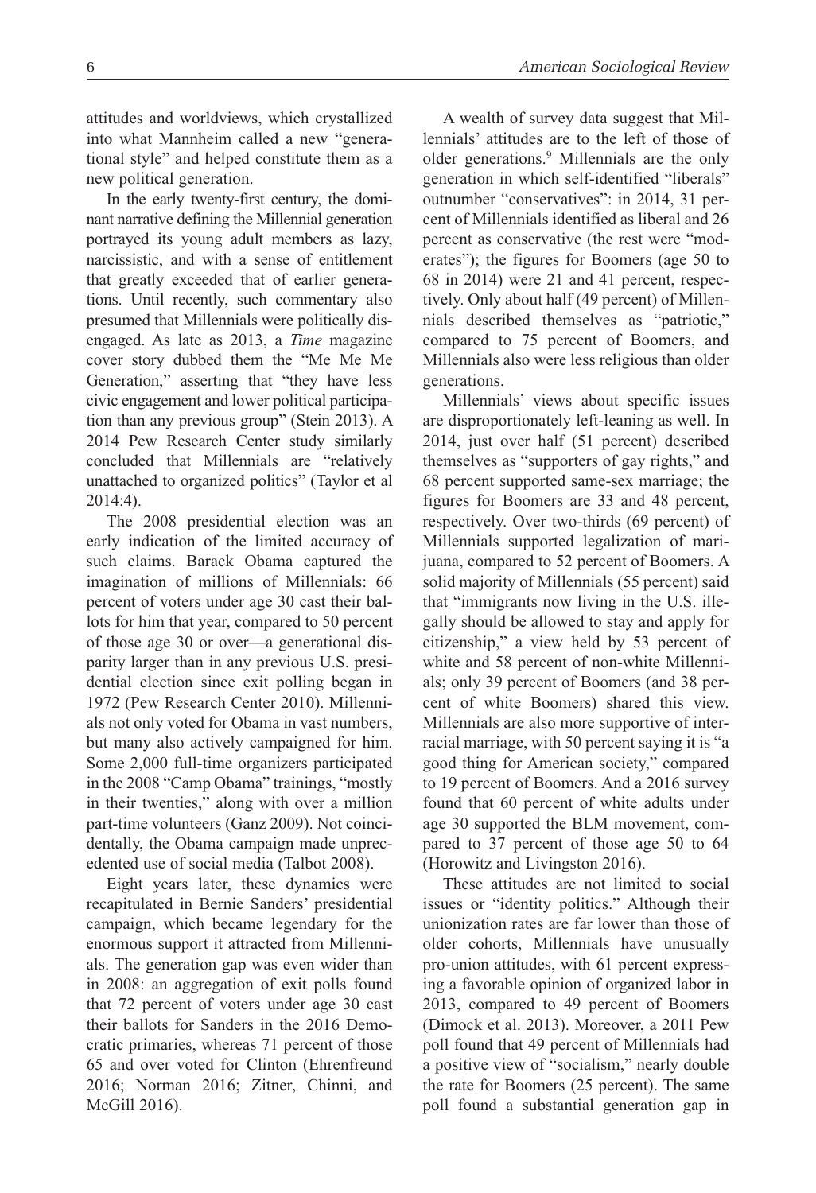attitudes and worldviews, which crystallized into what Mannheim called a new "generational style" and helped constitute them as a new political generation.

In the early twenty-first century, the dominant narrative defining the Millennial generation portrayed its young adult members as lazy, narcissistic, and with a sense of entitlement that greatly exceeded that of earlier generations. Until recently, such commentary also presumed that Millennials were politically disengaged. As late as 2013, a *Time* magazine cover story dubbed them the "Me Me Me Generation," asserting that "they have less civic engagement and lower political participation than any previous group" (Stein 2013). A 2014 Pew Research Center study similarly concluded that Millennials are "relatively unattached to organized politics" (Taylor et al 2014:4).

The 2008 presidential election was an early indication of the limited accuracy of such claims. Barack Obama captured the imagination of millions of Millennials: 66 percent of voters under age 30 cast their ballots for him that year, compared to 50 percent of those age 30 or over—a generational disparity larger than in any previous U.S. presidential election since exit polling began in 1972 (Pew Research Center 2010). Millennials not only voted for Obama in vast numbers, but many also actively campaigned for him. Some 2,000 full-time organizers participated in the 2008 "Camp Obama" trainings, "mostly in their twenties," along with over a million part-time volunteers (Ganz 2009). Not coincidentally, the Obama campaign made unprecedented use of social media (Talbot 2008).

Eight years later, these dynamics were recapitulated in Bernie Sanders' presidential campaign, which became legendary for the enormous support it attracted from Millennials. The generation gap was even wider than in 2008: an aggregation of exit polls found that 72 percent of voters under age 30 cast their ballots for Sanders in the 2016 Democratic primaries, whereas 71 percent of those 65 and over voted for Clinton (Ehrenfreund 2016; Norman 2016; Zitner, Chinni, and McGill 2016).

A wealth of survey data suggest that Millennials' attitudes are to the left of those of older generations.[9] Millennials are the only generation in which self-identified "liberals" outnumber "conservatives": in 2014, 31 percent of Millennials identified as liberal and 26 percent as conservative (the rest were "moderates"); the figures for Boomers (age 50 to 68 in 2014) were 21 and 41 percent, respectively. Only about half (49 percent) of Millennials described themselves as "patriotic," compared to 75 percent of Boomers, and Millennials also were less religious than older generations.

Millennials' views about specific issues are disproportionately left-leaning as well. In 2014, just over half (51 percent) described themselves as "supporters of gay rights," and 68 percent supported same-sex marriage; the figures for Boomers are 33 and 48 percent, respectively. Over two-thirds (69 percent) of Millennials supported legalization of marijuana, compared to 52 percent of Boomers. A solid majority of Millennials (55 percent) said that "immigrants now living in the U.S. illegally should be allowed to stay and apply for citizenship," a view held by 53 percent of white and 58 percent of non-white Millennials; only 39 percent of Boomers (and 38 percent of white Boomers) shared this view. Millennials are also more supportive of interracial marriage, with 50 percent saying it is "a good thing for American society," compared to 19 percent of Boomers. And a 2016 survey found that 60 percent of white adults under age 30 supported the BLM movement, compared to 37 percent of those age 50 to 64 (Horowitz and Livingston 2016).

These attitudes are not limited to social issues or "identity politics." Although their unionization rates are far lower than those of older cohorts, Millennials have unusually pro-union attitudes, with 61 percent expressing a favorable opinion of organized labor in 2013, compared to 49 percent of Boomers (Dimock et al. 2013). Moreover, a 2011 Pew poll found that 49 percent of Millennials had a positive view of "socialism," nearly double the rate for Boomers (25 percent). The same poll found a substantial generation gap in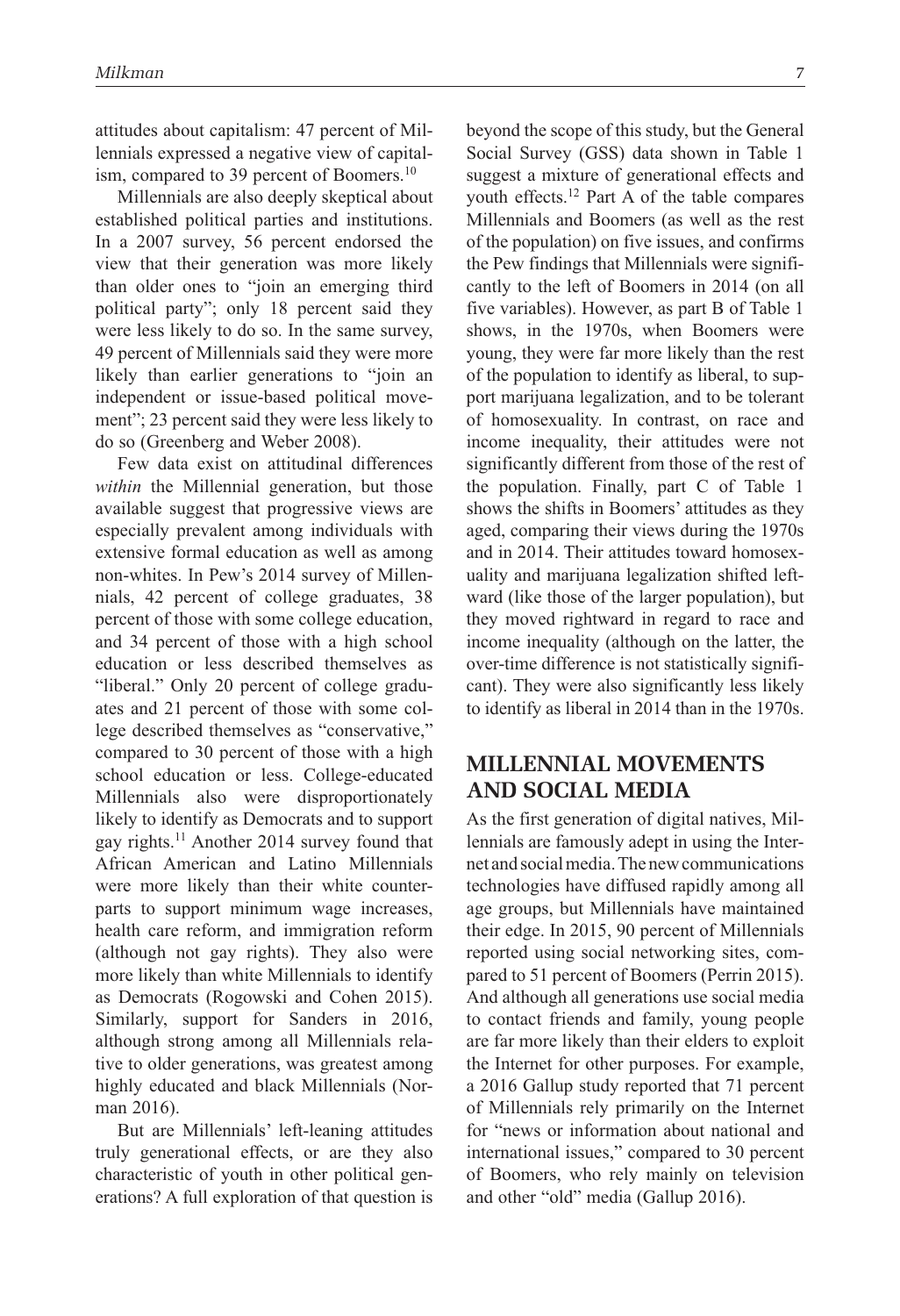attitudes about capitalism: 47 percent of Millennials expressed a negative view of capitalism, compared to 39 percent of Boomers.[10]

Millennials are also deeply skeptical about established political parties and institutions. In a 2007 survey, 56 percent endorsed the view that their generation was more likely than older ones to "join an emerging third political party"; only 18 percent said they were less likely to do so. In the same survey, 49 percent of Millennials said they were more likely than earlier generations to "join an independent or issue-based political movement"; 23 percent said they were less likely to do so (Greenberg and Weber 2008).

Few data exist on attitudinal differences *within* the Millennial generation, but those available suggest that progressive views are especially prevalent among individuals with extensive formal education as well as among non-whites. In Pew's 2014 survey of Millennials, 42 percent of college graduates, 38 percent of those with some college education, and 34 percent of those with a high school education or less described themselves as "liberal." Only 20 percent of college graduates and 21 percent of those with some college described themselves as "conservative," compared to 30 percent of those with a high school education or less. College-educated Millennials also were disproportionately likely to identify as Democrats and to support gay rights.[11] Another 2014 survey found that African American and Latino Millennials were more likely than their white counterparts to support minimum wage increases, health care reform, and immigration reform (although not gay rights). They also were more likely than white Millennials to identify as Democrats (Rogowski and Cohen 2015). Similarly, support for Sanders in 2016, although strong among all Millennials relative to older generations, was greatest among highly educated and black Millennials (Norman 2016).

But are Millennials' left-leaning attitudes truly generational effects, or are they also characteristic of youth in other political generations? A full exploration of that question is beyond the scope of this study, but the General Social Survey (GSS) data shown in Table 1 suggest a mixture of generational effects and youth effects.[12] Part A of the table compares Millennials and Boomers (as well as the rest of the population) on five issues, and confirms the Pew findings that Millennials were significantly to the left of Boomers in 2014 (on all five variables). However, as part B of Table 1 shows, in the 1970s, when Boomers were young, they were far more likely than the rest of the population to identify as liberal, to support marijuana legalization, and to be tolerant of homosexuality. In contrast, on race and income inequality, their attitudes were not significantly different from those of the rest of the population. Finally, part C of Table 1 shows the shifts in Boomers' attitudes as they aged, comparing their views during the 1970s and in 2014. Their attitudes toward homosexuality and marijuana legalization shifted leftward (like those of the larger population), but they moved rightward in regard to race and income inequality (although on the latter, the over-time difference is not statistically significant). They were also significantly less likely to identify as liberal in 2014 than in the 1970s.

## MILLENNIAL MOVEMENTS AND SOCIAL MEDIA

As the first generation of digital natives, Millennials are famously adept in using the Internet and social media. The new communications technologies have diffused rapidly among all age groups, but Millennials have maintained their edge. In 2015, 90 percent of Millennials reported using social networking sites, compared to 51 percent of Boomers (Perrin 2015). And although all generations use social media to contact friends and family, young people are far more likely than their elders to exploit the Internet for other purposes. For example, a 2016 Gallup study reported that 71 percent of Millennials rely primarily on the Internet for "news or information about national and international issues," compared to 30 percent of Boomers, who rely mainly on television and other "old" media (Gallup 2016).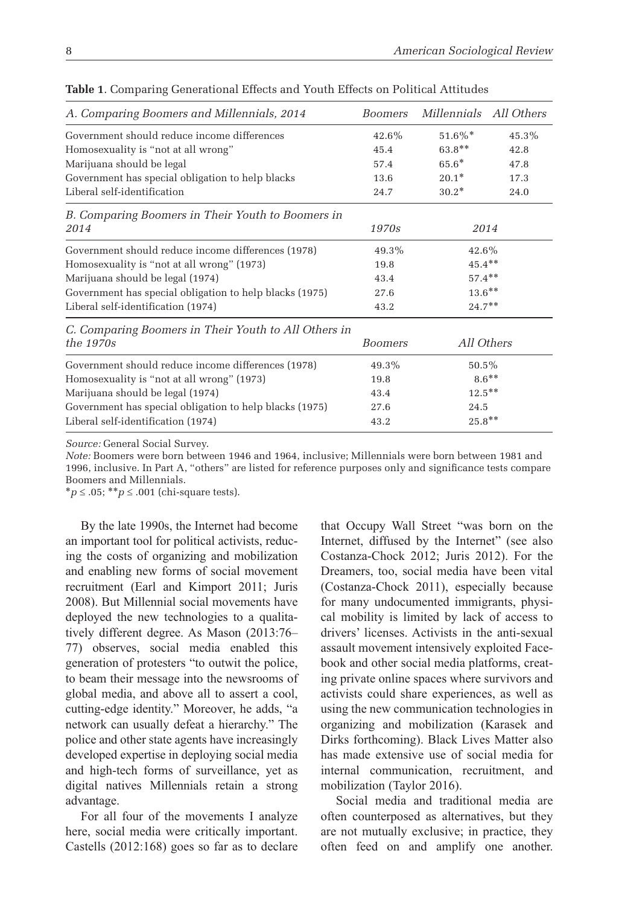**Table 1**. Comparing Generational Effects and Youth Effects on Political Attitudes

| *A. Comparing Boomers and Millennials, 2014* | *Boomers* | *Millennials* | *All Others* |
|---|---|---|---|
| Government should reduce income differences | 42.6% | 51.6%* | 45.3% |
| Homosexuality is "not at all wrong" | 45.4 | 63.8** | 42.8 |
| Marijuana should be legal | 57.4 | 65.6* | 47.8 |
| Government has special obligation to help blacks | 13.6 | 20.1* | 17.3 |
| Liberal self-identification | 24.7 | 30.2* | 24.0 |
| *B. Comparing Boomers in Their Youth to Boomers in 2014* | *1970s* | *2014* | |
| Government should reduce income differences (1978) | 49.3% | 42.6% | |
| Homosexuality is "not at all wrong" (1973) | 19.8 | 45.4** | |
| Marijuana should be legal (1974) | 43.4 | 57.4** | |
| Government has special obligation to help blacks (1975) | 27.6 | 13.6** | |
| Liberal self-identification (1974) | 43.2 | 24.7** | |
| *C. Comparing Boomers in Their Youth to All Others in the 1970s* | *Boomers* | *All Others* | |
| Government should reduce income differences (1978) | 49.3% | 50.5% | |
| Homosexuality is "not at all wrong" (1973) | 19.8 | 8.6** | |
| Marijuana should be legal (1974) | 43.4 | 12.5** | |
| Government has special obligation to help blacks (1975) | 27.6 | 24.5 | |
| Liberal self-identification (1974) | 43.2 | 25.8** | |

*Source:* General Social Survey.
*Note:* Boomers were born between 1946 and 1964, inclusive; Millennials were born between 1981 and 1996, inclusive. In Part A, "others" are listed for reference purposes only and significance tests compare Boomers and Millennials.
*$p \leq .05$; **$p \leq .001$ (chi-square tests).

By the late 1990s, the Internet had become an important tool for political activists, reducing the costs of organizing and mobilization and enabling new forms of social movement recruitment (Earl and Kimport 2011; Juris 2008). But Millennial social movements have deployed the new technologies to a qualitatively different degree. As Mason (2013:76–77) observes, social media enabled this generation of protesters "to outwit the police, to beam their message into the newsrooms of global media, and above all to assert a cool, cutting-edge identity." Moreover, he adds, "a network can usually defeat a hierarchy." The police and other state agents have increasingly developed expertise in deploying social media and high-tech forms of surveillance, yet as digital natives Millennials retain a strong advantage.

For all four of the movements I analyze here, social media were critically important. Castells (2012:168) goes so far as to declare that Occupy Wall Street "was born on the Internet, diffused by the Internet" (see also Costanza-Chock 2012; Juris 2012). For the Dreamers, too, social media have been vital (Costanza-Chock 2011), especially because for many undocumented immigrants, physical mobility is limited by lack of access to drivers' licenses. Activists in the anti-sexual assault movement intensively exploited Facebook and other social media platforms, creating private online spaces where survivors and activists could share experiences, as well as using the new communication technologies in organizing and mobilization (Karasek and Dirks forthcoming). Black Lives Matter also has made extensive use of social media for internal communication, recruitment, and mobilization (Taylor 2016).

Social media and traditional media are often counterposed as alternatives, but they are not mutually exclusive; in practice, they often feed on and amplify one another.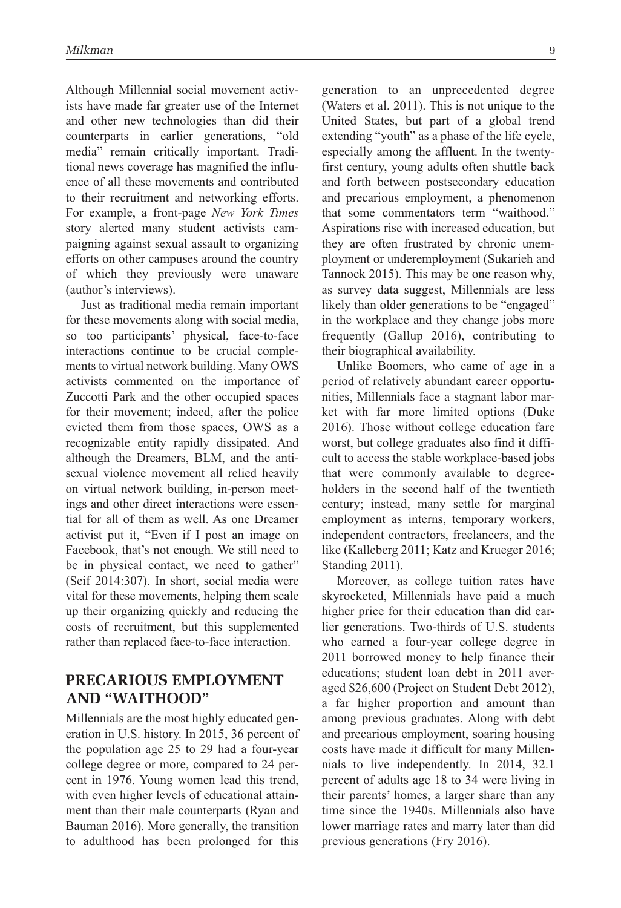Although Millennial social movement activists have made far greater use of the Internet and other new technologies than did their counterparts in earlier generations, "old media" remain critically important. Traditional news coverage has magnified the influence of all these movements and contributed to their recruitment and networking efforts. For example, a front-page *New York Times* story alerted many student activists campaigning against sexual assault to organizing efforts on other campuses around the country of which they previously were unaware (author's interviews).

Just as traditional media remain important for these movements along with social media, so too participants' physical, face-to-face interactions continue to be crucial complements to virtual network building. Many OWS activists commented on the importance of Zuccotti Park and the other occupied spaces for their movement; indeed, after the police evicted them from those spaces, OWS as a recognizable entity rapidly dissipated. And although the Dreamers, BLM, and the anti-sexual violence movement all relied heavily on virtual network building, in-person meetings and other direct interactions were essential for all of them as well. As one Dreamer activist put it, "Even if I post an image on Facebook, that's not enough. We still need to be in physical contact, we need to gather" (Seif 2014:307). In short, social media were vital for these movements, helping them scale up their organizing quickly and reducing the costs of recruitment, but this supplemented rather than replaced face-to-face interaction.

## PRECARIOUS EMPLOYMENT AND "WAITHOOD"

Millennials are the most highly educated generation in U.S. history. In 2015, 36 percent of the population age 25 to 29 had a four-year college degree or more, compared to 24 percent in 1976. Young women lead this trend, with even higher levels of educational attainment than their male counterparts (Ryan and Bauman 2016). More generally, the transition to adulthood has been prolonged for this generation to an unprecedented degree (Waters et al. 2011). This is not unique to the United States, but part of a global trend extending "youth" as a phase of the life cycle, especially among the affluent. In the twenty-first century, young adults often shuttle back and forth between postsecondary education and precarious employment, a phenomenon that some commentators term "waithood." Aspirations rise with increased education, but they are often frustrated by chronic unemployment or underemployment (Sukarieh and Tannock 2015). This may be one reason why, as survey data suggest, Millennials are less likely than older generations to be "engaged" in the workplace and they change jobs more frequently (Gallup 2016), contributing to their biographical availability.

Unlike Boomers, who came of age in a period of relatively abundant career opportunities, Millennials face a stagnant labor market with far more limited options (Duke 2016). Those without college education fare worst, but college graduates also find it difficult to access the stable workplace-based jobs that were commonly available to degree-holders in the second half of the twentieth century; instead, many settle for marginal employment as interns, temporary workers, independent contractors, freelancers, and the like (Kalleberg 2011; Katz and Krueger 2016; Standing 2011).

Moreover, as college tuition rates have skyrocketed, Millennials have paid a much higher price for their education than did earlier generations. Two-thirds of U.S. students who earned a four-year college degree in 2011 borrowed money to help finance their educations; student loan debt in 2011 averaged $26,600 (Project on Student Debt 2012), a far higher proportion and amount than among previous graduates. Along with debt and precarious employment, soaring housing costs have made it difficult for many Millennials to live independently. In 2014, 32.1 percent of adults age 18 to 34 were living in their parents' homes, a larger share than any time since the 1940s. Millennials also have lower marriage rates and marry later than did previous generations (Fry 2016).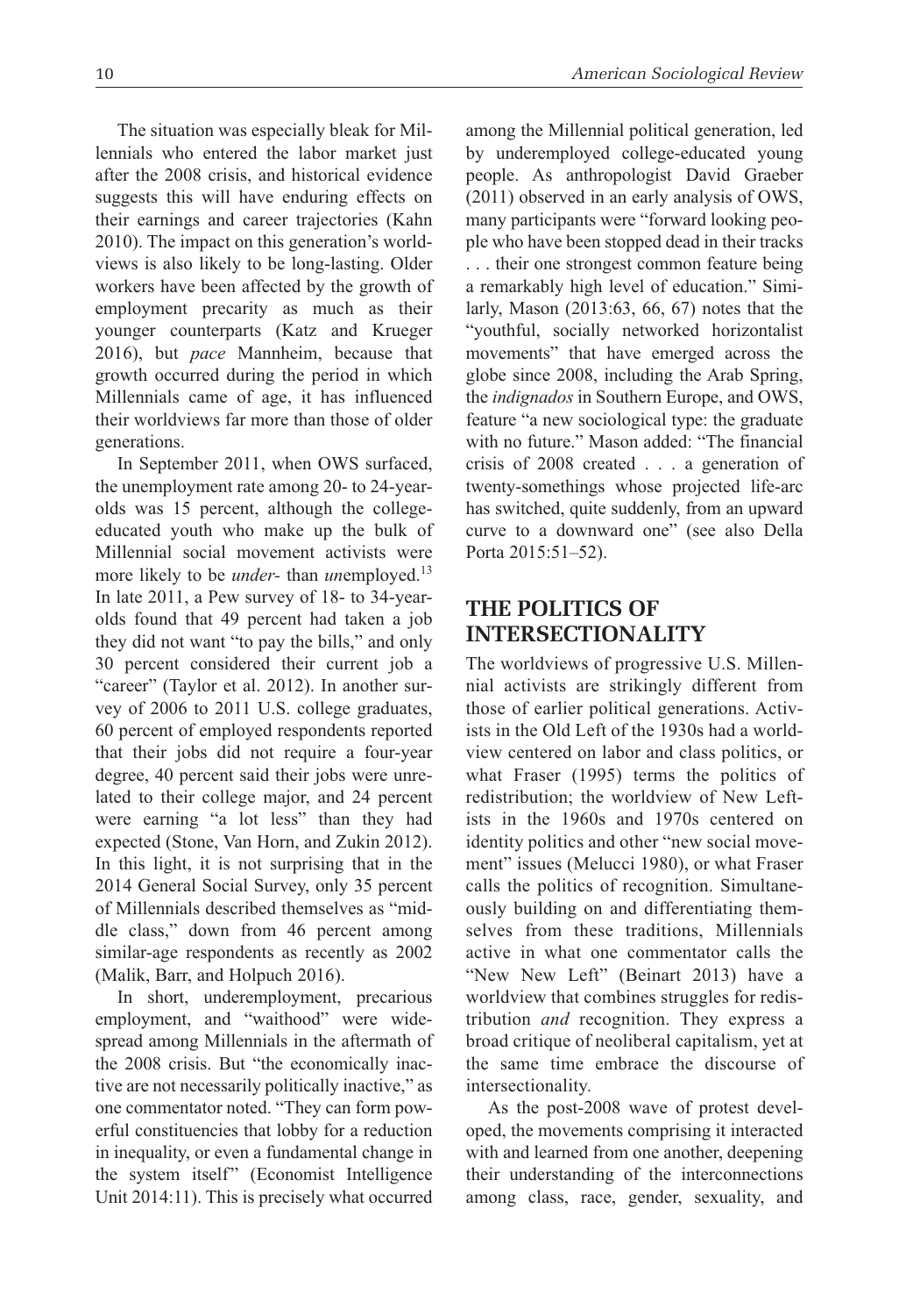The situation was especially bleak for Millennials who entered the labor market just after the 2008 crisis, and historical evidence suggests this will have enduring effects on their earnings and career trajectories (Kahn 2010). The impact on this generation's worldviews is also likely to be long-lasting. Older workers have been affected by the growth of employment precarity as much as their younger counterparts (Katz and Krueger 2016), but *pace* Mannheim, because that growth occurred during the period in which Millennials came of age, it has influenced their worldviews far more than those of older generations.

In September 2011, when OWS surfaced, the unemployment rate among 20- to 24-year-olds was 15 percent, although the college-educated youth who make up the bulk of Millennial social movement activists were more likely to be *under*- than *un*employed.[13] In late 2011, a Pew survey of 18- to 34-year-olds found that 49 percent had taken a job they did not want "to pay the bills," and only 30 percent considered their current job a "career" (Taylor et al. 2012). In another survey of 2006 to 2011 U.S. college graduates, 60 percent of employed respondents reported that their jobs did not require a four-year degree, 40 percent said their jobs were unrelated to their college major, and 24 percent were earning "a lot less" than they had expected (Stone, Van Horn, and Zukin 2012). In this light, it is not surprising that in the 2014 General Social Survey, only 35 percent of Millennials described themselves as "middle class," down from 46 percent among similar-age respondents as recently as 2002 (Malik, Barr, and Holpuch 2016).

In short, underemployment, precarious employment, and "waithood" were widespread among Millennials in the aftermath of the 2008 crisis. But "the economically inactive are not necessarily politically inactive," as one commentator noted. "They can form powerful constituencies that lobby for a reduction in inequality, or even a fundamental change in the system itself" (Economist Intelligence Unit 2014:11). This is precisely what occurred among the Millennial political generation, led by underemployed college-educated young people. As anthropologist David Graeber (2011) observed in an early analysis of OWS, many participants were "forward looking people who have been stopped dead in their tracks . . . their one strongest common feature being a remarkably high level of education." Similarly, Mason (2013:63, 66, 67) notes that the "youthful, socially networked horizontalist movements" that have emerged across the globe since 2008, including the Arab Spring, the *indignados* in Southern Europe, and OWS, feature "a new sociological type: the graduate with no future." Mason added: "The financial crisis of 2008 created . . . a generation of twenty-somethings whose projected life-arc has switched, quite suddenly, from an upward curve to a downward one" (see also Della Porta 2015:51–52).

## THE POLITICS OF INTERSECTIONALITY

The worldviews of progressive U.S. Millennial activists are strikingly different from those of earlier political generations. Activists in the Old Left of the 1930s had a worldview centered on labor and class politics, or what Fraser (1995) terms the politics of redistribution; the worldview of New Leftists in the 1960s and 1970s centered on identity politics and other "new social movement" issues (Melucci 1980), or what Fraser calls the politics of recognition. Simultaneously building on and differentiating themselves from these traditions, Millennials active in what one commentator calls the "New New Left" (Beinart 2013) have a worldview that combines struggles for redistribution *and* recognition. They express a broad critique of neoliberal capitalism, yet at the same time embrace the discourse of intersectionality.

As the post-2008 wave of protest developed, the movements comprising it interacted with and learned from one another, deepening their understanding of the interconnections among class, race, gender, sexuality, and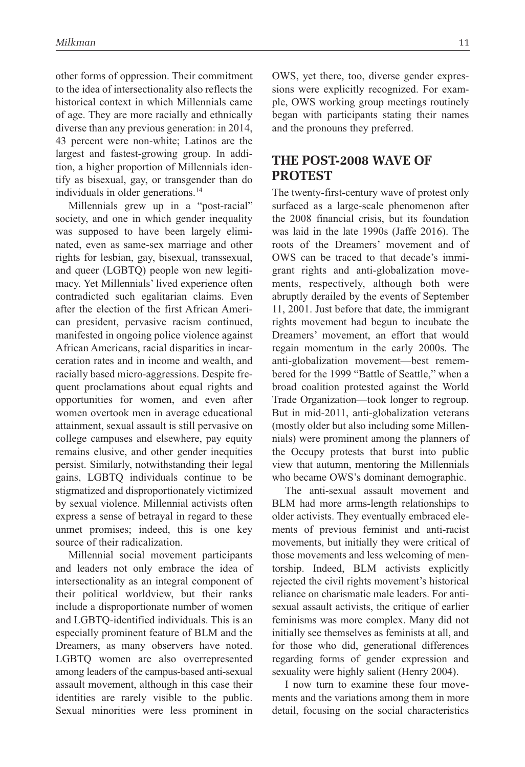other forms of oppression. Their commitment to the idea of intersectionality also reflects the historical context in which Millennials came of age. They are more racially and ethnically diverse than any previous generation: in 2014, 43 percent were non-white; Latinos are the largest and fastest-growing group. In addition, a higher proportion of Millennials identify as bisexual, gay, or transgender than do individuals in older generations.[14]

Millennials grew up in a "post-racial" society, and one in which gender inequality was supposed to have been largely eliminated, even as same-sex marriage and other rights for lesbian, gay, bisexual, transsexual, and queer (LGBTQ) people won new legitimacy. Yet Millennials' lived experience often contradicted such egalitarian claims. Even after the election of the first African American president, pervasive racism continued, manifested in ongoing police violence against African Americans, racial disparities in incarceration rates and in income and wealth, and racially based micro-aggressions. Despite frequent proclamations about equal rights and opportunities for women, and even after women overtook men in average educational attainment, sexual assault is still pervasive on college campuses and elsewhere, pay equity remains elusive, and other gender inequities persist. Similarly, notwithstanding their legal gains, LGBTQ individuals continue to be stigmatized and disproportionately victimized by sexual violence. Millennial activists often express a sense of betrayal in regard to these unmet promises; indeed, this is one key source of their radicalization.

Millennial social movement participants and leaders not only embrace the idea of intersectionality as an integral component of their political worldview, but their ranks include a disproportionate number of women and LGBTQ-identified individuals. This is an especially prominent feature of BLM and the Dreamers, as many observers have noted. LGBTQ women are also overrepresented among leaders of the campus-based anti-sexual assault movement, although in this case their identities are rarely visible to the public. Sexual minorities were less prominent in OWS, yet there, too, diverse gender expressions were explicitly recognized. For example, OWS working group meetings routinely began with participants stating their names and the pronouns they preferred.

## THE POST-2008 WAVE OF PROTEST

The twenty-first-century wave of protest only surfaced as a large-scale phenomenon after the 2008 financial crisis, but its foundation was laid in the late 1990s (Jaffe 2016). The roots of the Dreamers' movement and of OWS can be traced to that decade's immigrant rights and anti-globalization movements, respectively, although both were abruptly derailed by the events of September 11, 2001. Just before that date, the immigrant rights movement had begun to incubate the Dreamers' movement, an effort that would regain momentum in the early 2000s. The anti-globalization movement—best remembered for the 1999 "Battle of Seattle," when a broad coalition protested against the World Trade Organization—took longer to regroup. But in mid-2011, anti-globalization veterans (mostly older but also including some Millennials) were prominent among the planners of the Occupy protests that burst into public view that autumn, mentoring the Millennials who became OWS's dominant demographic.

The anti-sexual assault movement and BLM had more arms-length relationships to older activists. They eventually embraced elements of previous feminist and anti-racist movements, but initially they were critical of those movements and less welcoming of mentorship. Indeed, BLM activists explicitly rejected the civil rights movement's historical reliance on charismatic male leaders. For anti-sexual assault activists, the critique of earlier feminisms was more complex. Many did not initially see themselves as feminists at all, and for those who did, generational differences regarding forms of gender expression and sexuality were highly salient (Henry 2004).

I now turn to examine these four movements and the variations among them in more detail, focusing on the social characteristics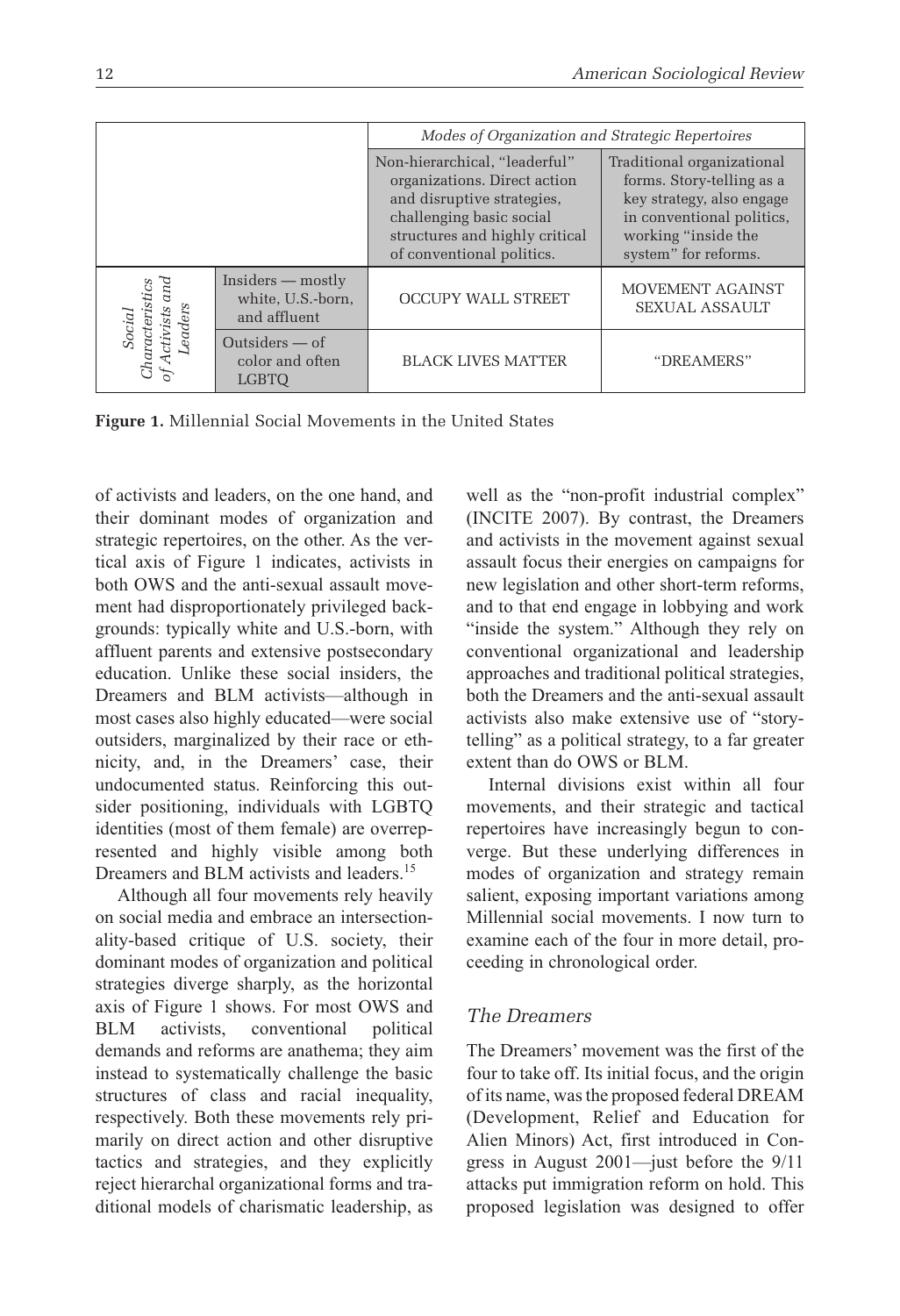| | | Modes of Organization and Strategic Repertoires | |
|---|---|---|---|
| | | Non-hierarchical, "leaderful" organizations. Direct action and disruptive strategies, challenging basic social structures and highly critical of conventional politics. | Traditional organizational forms. Story-telling as a key strategy, also engage in conventional politics, working "inside the system" for reforms. |
| *Social Characteristics of Activists and Leaders* | Insiders — mostly white, U.S.-born, and affluent | OCCUPY WALL STREET | MOVEMENT AGAINST SEXUAL ASSAULT |
| | Outsiders — of color and often LGBTQ | BLACK LIVES MATTER | "DREAMERS" |

**Figure 1.** Millennial Social Movements in the United States

of activists and leaders, on the one hand, and their dominant modes of organization and strategic repertoires, on the other. As the vertical axis of Figure 1 indicates, activists in both OWS and the anti-sexual assault movement had disproportionately privileged backgrounds: typically white and U.S.-born, with affluent parents and extensive postsecondary education. Unlike these social insiders, the Dreamers and BLM activists—although in most cases also highly educated—were social outsiders, marginalized by their race or ethnicity, and, in the Dreamers' case, their undocumented status. Reinforcing this outsider positioning, individuals with LGBTQ identities (most of them female) are overrepresented and highly visible among both Dreamers and BLM activists and leaders.[15]

Although all four movements rely heavily on social media and embrace an intersectionality-based critique of U.S. society, their dominant modes of organization and political strategies diverge sharply, as the horizontal axis of Figure 1 shows. For most OWS and BLM activists, conventional political demands and reforms are anathema; they aim instead to systematically challenge the basic structures of class and racial inequality, respectively. Both these movements rely primarily on direct action and other disruptive tactics and strategies, and they explicitly reject hierarchal organizational forms and traditional models of charismatic leadership, as well as the "non-profit industrial complex" (INCITE 2007). By contrast, the Dreamers and activists in the movement against sexual assault focus their energies on campaigns for new legislation and other short-term reforms, and to that end engage in lobbying and work "inside the system." Although they rely on conventional organizational and leadership approaches and traditional political strategies, both the Dreamers and the anti-sexual assault activists also make extensive use of "storytelling" as a political strategy, to a far greater extent than do OWS or BLM.

Internal divisions exist within all four movements, and their strategic and tactical repertoires have increasingly begun to converge. But these underlying differences in modes of organization and strategy remain salient, exposing important variations among Millennial social movements. I now turn to examine each of the four in more detail, proceeding in chronological order.

### *The Dreamers*

The Dreamers' movement was the first of the four to take off. Its initial focus, and the origin of its name, was the proposed federal DREAM (Development, Relief and Education for Alien Minors) Act, first introduced in Congress in August 2001—just before the 9/11 attacks put immigration reform on hold. This proposed legislation was designed to offer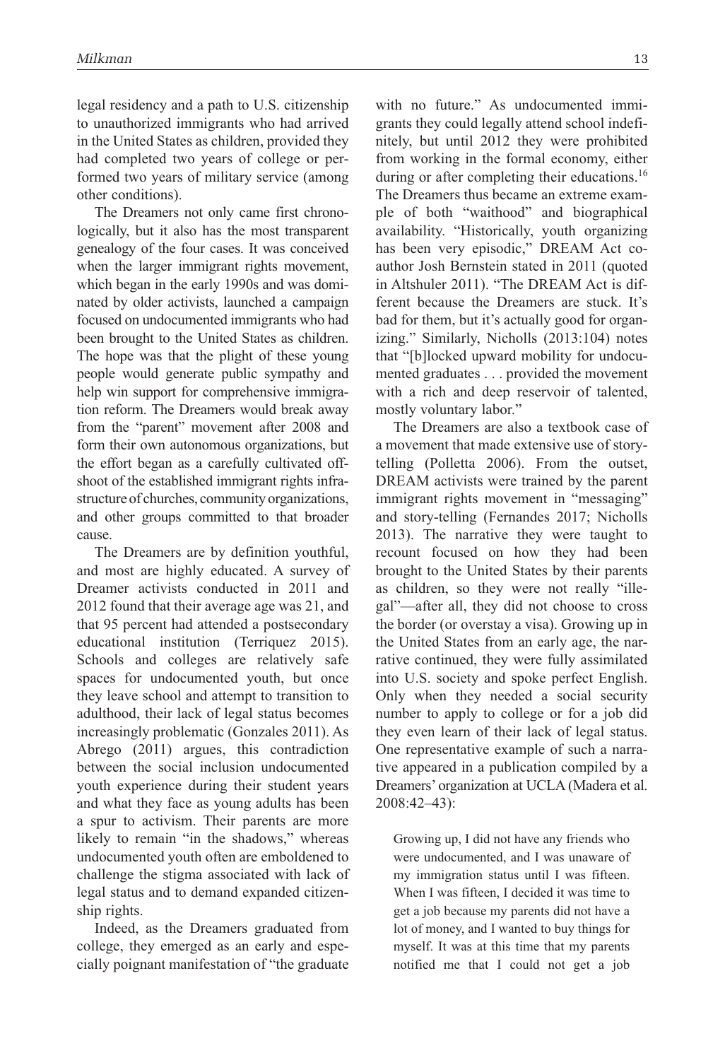legal residency and a path to U.S. citizenship to unauthorized immigrants who had arrived in the United States as children, provided they had completed two years of college or performed two years of military service (among other conditions).

The Dreamers not only came first chronologically, but it also has the most transparent genealogy of the four cases. It was conceived when the larger immigrant rights movement, which began in the early 1990s and was dominated by older activists, launched a campaign focused on undocumented immigrants who had been brought to the United States as children. The hope was that the plight of these young people would generate public sympathy and help win support for comprehensive immigration reform. The Dreamers would break away from the "parent" movement after 2008 and form their own autonomous organizations, but the effort began as a carefully cultivated offshoot of the established immigrant rights infrastructure of churches, community organizations, and other groups committed to that broader cause.

The Dreamers are by definition youthful, and most are highly educated. A survey of Dreamer activists conducted in 2011 and 2012 found that their average age was 21, and that 95 percent had attended a postsecondary educational institution (Terriquez 2015). Schools and colleges are relatively safe spaces for undocumented youth, but once they leave school and attempt to transition to adulthood, their lack of legal status becomes increasingly problematic (Gonzales 2011). As Abrego (2011) argues, this contradiction between the social inclusion undocumented youth experience during their student years and what they face as young adults has been a spur to activism. Their parents are more likely to remain "in the shadows," whereas undocumented youth often are emboldened to challenge the stigma associated with lack of legal status and to demand expanded citizenship rights.

Indeed, as the Dreamers graduated from college, they emerged as an early and especially poignant manifestation of "the graduate with no future." As undocumented immigrants they could legally attend school indefinitely, but until 2012 they were prohibited from working in the formal economy, either during or after completing their educations.[16] The Dreamers thus became an extreme example of both "waithood" and biographical availability. "Historically, youth organizing has been very episodic," DREAM Act co-author Josh Bernstein stated in 2011 (quoted in Altshuler 2011). "The DREAM Act is different because the Dreamers are stuck. It's bad for them, but it's actually good for organizing." Similarly, Nicholls (2013:104) notes that "[b]locked upward mobility for undocumented graduates . . . provided the movement with a rich and deep reservoir of talented, mostly voluntary labor."

The Dreamers are also a textbook case of a movement that made extensive use of story-telling (Polletta 2006). From the outset, DREAM activists were trained by the parent immigrant rights movement in "messaging" and story-telling (Fernandes 2017; Nicholls 2013). The narrative they were taught to recount focused on how they had been brought to the United States by their parents as children, so they were not really "illegal"—after all, they did not choose to cross the border (or overstay a visa). Growing up in the United States from an early age, the narrative continued, they were fully assimilated into U.S. society and spoke perfect English. Only when they needed a social security number to apply to college or for a job did they even learn of their lack of legal status. One representative example of such a narrative appeared in a publication compiled by a Dreamers' organization at UCLA (Madera et al. 2008:42–43):

> Growing up, I did not have any friends who were undocumented, and I was unaware of my immigration status until I was fifteen. When I was fifteen, I decided it was time to get a job because my parents did not have a lot of money, and I wanted to buy things for myself. It was at this time that my parents notified me that I could not get a job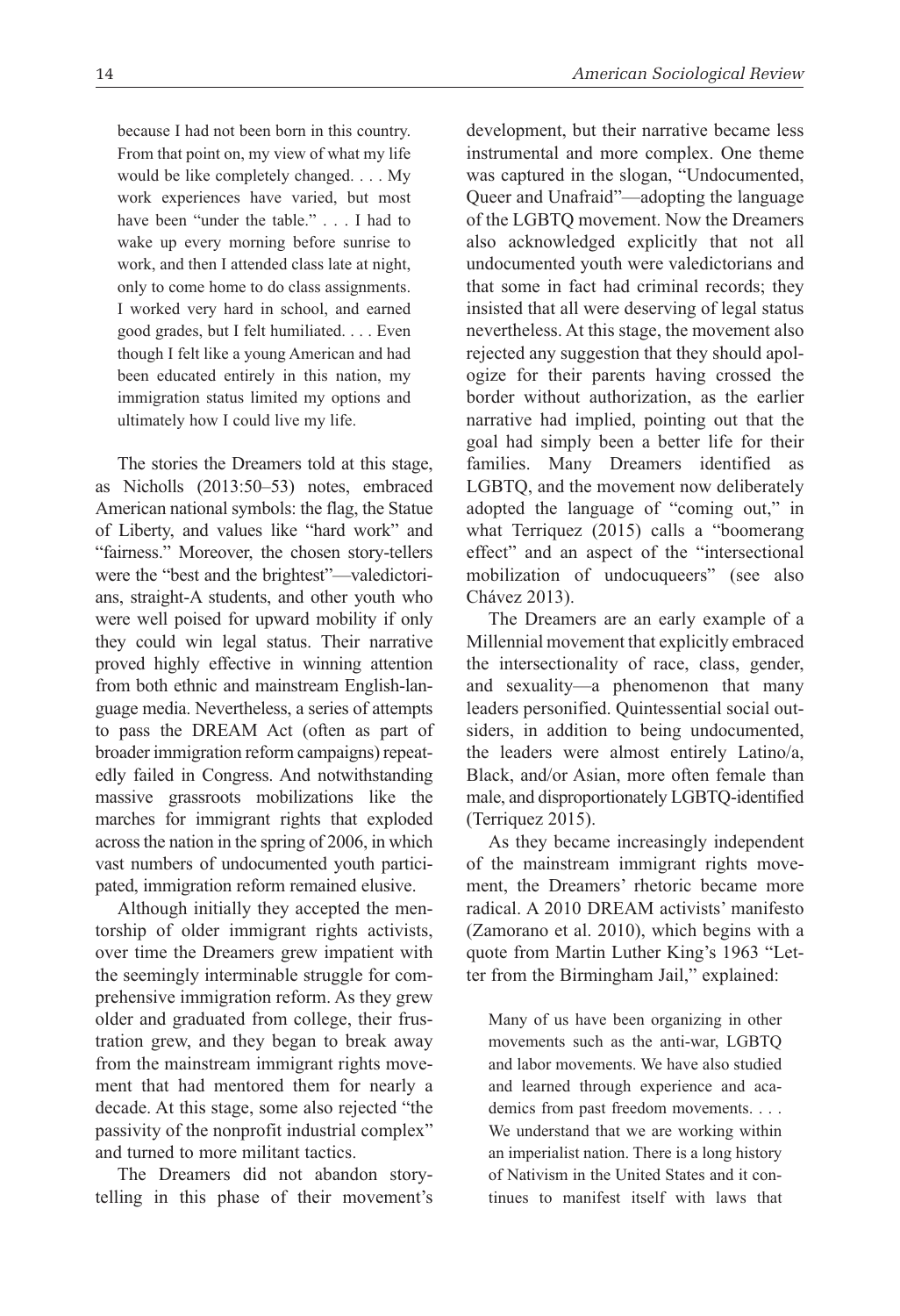> because I had not been born in this country. From that point on, my view of what my life would be like completely changed. . . . My work experiences have varied, but most have been "under the table." . . . I had to wake up every morning before sunrise to work, and then I attended class late at night, only to come home to do class assignments. I worked very hard in school, and earned good grades, but I felt humiliated. . . . Even though I felt like a young American and had been educated entirely in this nation, my immigration status limited my options and ultimately how I could live my life.

The stories the Dreamers told at this stage, as Nicholls (2013:50–53) notes, embraced American national symbols: the flag, the Statue of Liberty, and values like "hard work" and "fairness." Moreover, the chosen story-tellers were the "best and the brightest"—valedictorians, straight-A students, and other youth who were well poised for upward mobility if only they could win legal status. Their narrative proved highly effective in winning attention from both ethnic and mainstream English-language media. Nevertheless, a series of attempts to pass the DREAM Act (often as part of broader immigration reform campaigns) repeatedly failed in Congress. And notwithstanding massive grassroots mobilizations like the marches for immigrant rights that exploded across the nation in the spring of 2006, in which vast numbers of undocumented youth participated, immigration reform remained elusive.

Although initially they accepted the mentorship of older immigrant rights activists, over time the Dreamers grew impatient with the seemingly interminable struggle for comprehensive immigration reform. As they grew older and graduated from college, their frustration grew, and they began to break away from the mainstream immigrant rights movement that had mentored them for nearly a decade. At this stage, some also rejected "the passivity of the nonprofit industrial complex" and turned to more militant tactics.

The Dreamers did not abandon storytelling in this phase of their movement's development, but their narrative became less instrumental and more complex. One theme was captured in the slogan, "Undocumented, Queer and Unafraid"—adopting the language of the LGBTQ movement. Now the Dreamers also acknowledged explicitly that not all undocumented youth were valedictorians and that some in fact had criminal records; they insisted that all were deserving of legal status nevertheless. At this stage, the movement also rejected any suggestion that they should apologize for their parents having crossed the border without authorization, as the earlier narrative had implied, pointing out that the goal had simply been a better life for their families. Many Dreamers identified as LGBTQ, and the movement now deliberately adopted the language of "coming out," in what Terriquez (2015) calls a "boomerang effect" and an aspect of the "intersectional mobilization of undocuqueers" (see also Chávez 2013).

The Dreamers are an early example of a Millennial movement that explicitly embraced the intersectionality of race, class, gender, and sexuality—a phenomenon that many leaders personified. Quintessential social outsiders, in addition to being undocumented, the leaders were almost entirely Latino/a, Black, and/or Asian, more often female than male, and disproportionately LGBTQ-identified (Terriquez 2015).

As they became increasingly independent of the mainstream immigrant rights movement, the Dreamers' rhetoric became more radical. A 2010 DREAM activists' manifesto (Zamorano et al. 2010), which begins with a quote from Martin Luther King's 1963 "Letter from the Birmingham Jail," explained:

> Many of us have been organizing in other movements such as the anti-war, LGBTQ and labor movements. We have also studied and learned through experience and academics from past freedom movements. . . . We understand that we are working within an imperialist nation. There is a long history of Nativism in the United States and it continues to manifest itself with laws that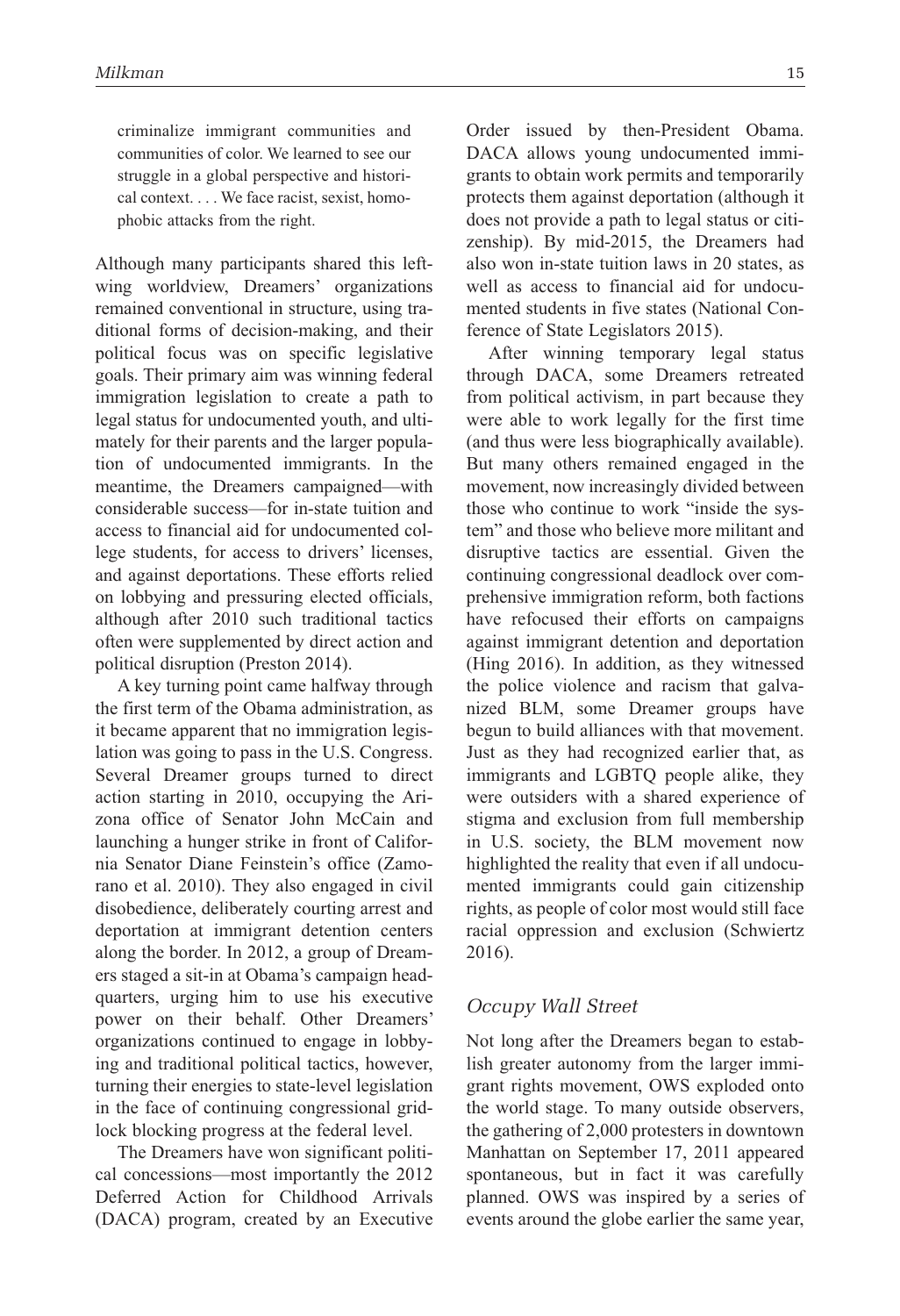criminalize immigrant communities and communities of color. We learned to see our struggle in a global perspective and historical context. . . . We face racist, sexist, homophobic attacks from the right.

Although many participants shared this left-wing worldview, Dreamers' organizations remained conventional in structure, using traditional forms of decision-making, and their political focus was on specific legislative goals. Their primary aim was winning federal immigration legislation to create a path to legal status for undocumented youth, and ultimately for their parents and the larger population of undocumented immigrants. In the meantime, the Dreamers campaigned—with considerable success—for in-state tuition and access to financial aid for undocumented college students, for access to drivers' licenses, and against deportations. These efforts relied on lobbying and pressuring elected officials, although after 2010 such traditional tactics often were supplemented by direct action and political disruption (Preston 2014).

A key turning point came halfway through the first term of the Obama administration, as it became apparent that no immigration legislation was going to pass in the U.S. Congress. Several Dreamer groups turned to direct action starting in 2010, occupying the Arizona office of Senator John McCain and launching a hunger strike in front of California Senator Diane Feinstein's office (Zamorano et al. 2010). They also engaged in civil disobedience, deliberately courting arrest and deportation at immigrant detention centers along the border. In 2012, a group of Dreamers staged a sit-in at Obama's campaign headquarters, urging him to use his executive power on their behalf. Other Dreamers' organizations continued to engage in lobbying and traditional political tactics, however, turning their energies to state-level legislation in the face of continuing congressional gridlock blocking progress at the federal level.

The Dreamers have won significant political concessions—most importantly the 2012 Deferred Action for Childhood Arrivals (DACA) program, created by an Executive Order issued by then-President Obama. DACA allows young undocumented immigrants to obtain work permits and temporarily protects them against deportation (although it does not provide a path to legal status or citizenship). By mid-2015, the Dreamers had also won in-state tuition laws in 20 states, as well as access to financial aid for undocumented students in five states (National Conference of State Legislators 2015).

After winning temporary legal status through DACA, some Dreamers retreated from political activism, in part because they were able to work legally for the first time (and thus were less biographically available). But many others remained engaged in the movement, now increasingly divided between those who continue to work "inside the system" and those who believe more militant and disruptive tactics are essential. Given the continuing congressional deadlock over comprehensive immigration reform, both factions have refocused their efforts on campaigns against immigrant detention and deportation (Hing 2016). In addition, as they witnessed the police violence and racism that galvanized BLM, some Dreamer groups have begun to build alliances with that movement. Just as they had recognized earlier that, as immigrants and LGBTQ people alike, they were outsiders with a shared experience of stigma and exclusion from full membership in U.S. society, the BLM movement now highlighted the reality that even if all undocumented immigrants could gain citizenship rights, as people of color most would still face racial oppression and exclusion (Schwiertz 2016).

### *Occupy Wall Street*

Not long after the Dreamers began to establish greater autonomy from the larger immigrant rights movement, OWS exploded onto the world stage. To many outside observers, the gathering of 2,000 protesters in downtown Manhattan on September 17, 2011 appeared spontaneous, but in fact it was carefully planned. OWS was inspired by a series of events around the globe earlier the same year,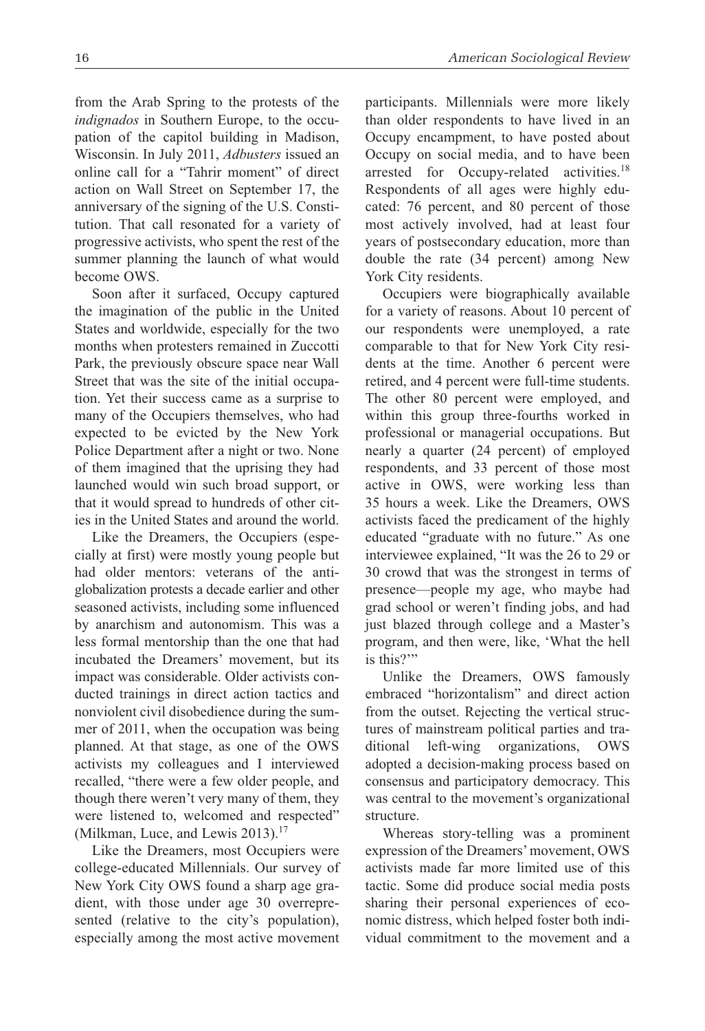from the Arab Spring to the protests of the *indignados* in Southern Europe, to the occupation of the capitol building in Madison, Wisconsin. In July 2011, *Adbusters* issued an online call for a "Tahrir moment" of direct action on Wall Street on September 17, the anniversary of the signing of the U.S. Constitution. That call resonated for a variety of progressive activists, who spent the rest of the summer planning the launch of what would become OWS.

Soon after it surfaced, Occupy captured the imagination of the public in the United States and worldwide, especially for the two months when protesters remained in Zuccotti Park, the previously obscure space near Wall Street that was the site of the initial occupation. Yet their success came as a surprise to many of the Occupiers themselves, who had expected to be evicted by the New York Police Department after a night or two. None of them imagined that the uprising they had launched would win such broad support, or that it would spread to hundreds of other cities in the United States and around the world.

Like the Dreamers, the Occupiers (especially at first) were mostly young people but had older mentors: veterans of the anti-globalization protests a decade earlier and other seasoned activists, including some influenced by anarchism and autonomism. This was a less formal mentorship than the one that had incubated the Dreamers' movement, but its impact was considerable. Older activists conducted trainings in direct action tactics and nonviolent civil disobedience during the summer of 2011, when the occupation was being planned. At that stage, as one of the OWS activists my colleagues and I interviewed recalled, "there were a few older people, and though there weren't very many of them, they were listened to, welcomed and respected" (Milkman, Luce, and Lewis 2013).[17]

Like the Dreamers, most Occupiers were college-educated Millennials. Our survey of New York City OWS found a sharp age gradient, with those under age 30 overrepresented (relative to the city's population), especially among the most active movement participants. Millennials were more likely than older respondents to have lived in an Occupy encampment, to have posted about Occupy on social media, and to have been arrested for Occupy-related activities.[18] Respondents of all ages were highly educated: 76 percent, and 80 percent of those most actively involved, had at least four years of postsecondary education, more than double the rate (34 percent) among New York City residents.

Occupiers were biographically available for a variety of reasons. About 10 percent of our respondents were unemployed, a rate comparable to that for New York City residents at the time. Another 6 percent were retired, and 4 percent were full-time students. The other 80 percent were employed, and within this group three-fourths worked in professional or managerial occupations. But nearly a quarter (24 percent) of employed respondents, and 33 percent of those most active in OWS, were working less than 35 hours a week. Like the Dreamers, OWS activists faced the predicament of the highly educated "graduate with no future." As one interviewee explained, "It was the 26 to 29 or 30 crowd that was the strongest in terms of presence—people my age, who maybe had grad school or weren't finding jobs, and had just blazed through college and a Master's program, and then were, like, 'What the hell is this?'"

Unlike the Dreamers, OWS famously embraced "horizontalism" and direct action from the outset. Rejecting the vertical structures of mainstream political parties and traditional left-wing organizations, OWS adopted a decision-making process based on consensus and participatory democracy. This was central to the movement's organizational structure.

Whereas story-telling was a prominent expression of the Dreamers' movement, OWS activists made far more limited use of this tactic. Some did produce social media posts sharing their personal experiences of economic distress, which helped foster both individual commitment to the movement and a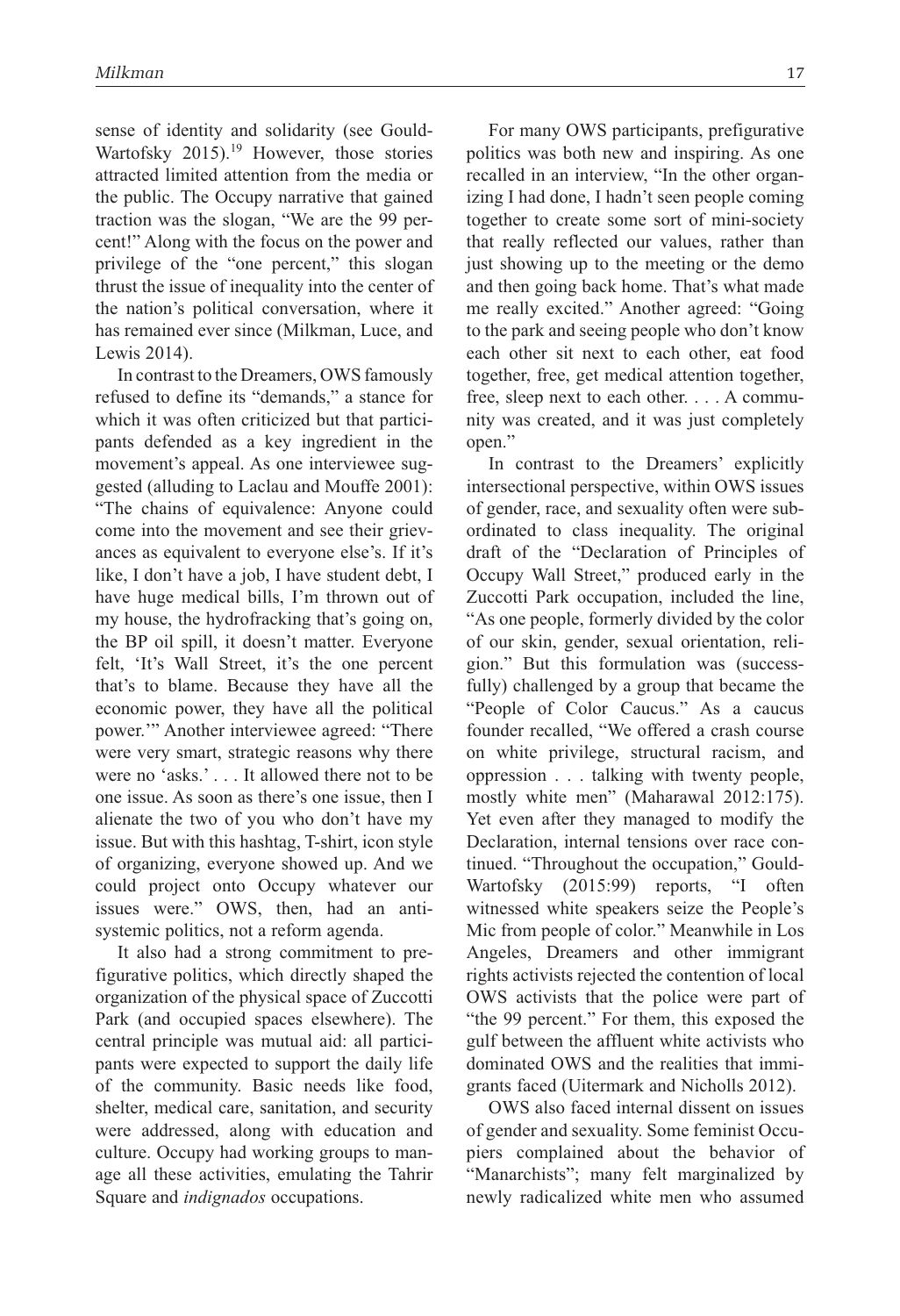sense of identity and solidarity (see Gould-Wartofsky 2015).[19] However, those stories attracted limited attention from the media or the public. The Occupy narrative that gained traction was the slogan, "We are the 99 percent!" Along with the focus on the power and privilege of the "one percent," this slogan thrust the issue of inequality into the center of the nation's political conversation, where it has remained ever since (Milkman, Luce, and Lewis 2014).

In contrast to the Dreamers, OWS famously refused to define its "demands," a stance for which it was often criticized but that participants defended as a key ingredient in the movement's appeal. As one interviewee suggested (alluding to Laclau and Mouffe 2001): "The chains of equivalence: Anyone could come into the movement and see their grievances as equivalent to everyone else's. If it's like, I don't have a job, I have student debt, I have huge medical bills, I'm thrown out of my house, the hydrofracking that's going on, the BP oil spill, it doesn't matter. Everyone felt, 'It's Wall Street, it's the one percent that's to blame. Because they have all the economic power, they have all the political power.'" Another interviewee agreed: "There were very smart, strategic reasons why there were no 'asks.' . . . It allowed there not to be one issue. As soon as there's one issue, then I alienate the two of you who don't have my issue. But with this hashtag, T-shirt, icon style of organizing, everyone showed up. And we could project onto Occupy whatever our issues were." OWS, then, had an anti-systemic politics, not a reform agenda.

It also had a strong commitment to prefigurative politics, which directly shaped the organization of the physical space of Zuccotti Park (and occupied spaces elsewhere). The central principle was mutual aid: all participants were expected to support the daily life of the community. Basic needs like food, shelter, medical care, sanitation, and security were addressed, along with education and culture. Occupy had working groups to manage all these activities, emulating the Tahrir Square and *indignados* occupations.

For many OWS participants, prefigurative politics was both new and inspiring. As one recalled in an interview, "In the other organizing I had done, I hadn't seen people coming together to create some sort of mini-society that really reflected our values, rather than just showing up to the meeting or the demo and then going back home. That's what made me really excited." Another agreed: "Going to the park and seeing people who don't know each other sit next to each other, eat food together, free, get medical attention together, free, sleep next to each other. . . . A community was created, and it was just completely open."

In contrast to the Dreamers' explicitly intersectional perspective, within OWS issues of gender, race, and sexuality often were subordinated to class inequality. The original draft of the "Declaration of Principles of Occupy Wall Street," produced early in the Zuccotti Park occupation, included the line, "As one people, formerly divided by the color of our skin, gender, sexual orientation, religion." But this formulation was (successfully) challenged by a group that became the "People of Color Caucus." As a caucus founder recalled, "We offered a crash course on white privilege, structural racism, and oppression . . . talking with twenty people, mostly white men" (Maharawal 2012:175). Yet even after they managed to modify the Declaration, internal tensions over race continued. "Throughout the occupation," Gould-Wartofsky (2015:99) reports, "I often witnessed white speakers seize the People's Mic from people of color." Meanwhile in Los Angeles, Dreamers and other immigrant rights activists rejected the contention of local OWS activists that the police were part of "the 99 percent." For them, this exposed the gulf between the affluent white activists who dominated OWS and the realities that immigrants faced (Uitermark and Nicholls 2012).

OWS also faced internal dissent on issues of gender and sexuality. Some feminist Occupiers complained about the behavior of "Manarchists"; many felt marginalized by newly radicalized white men who assumed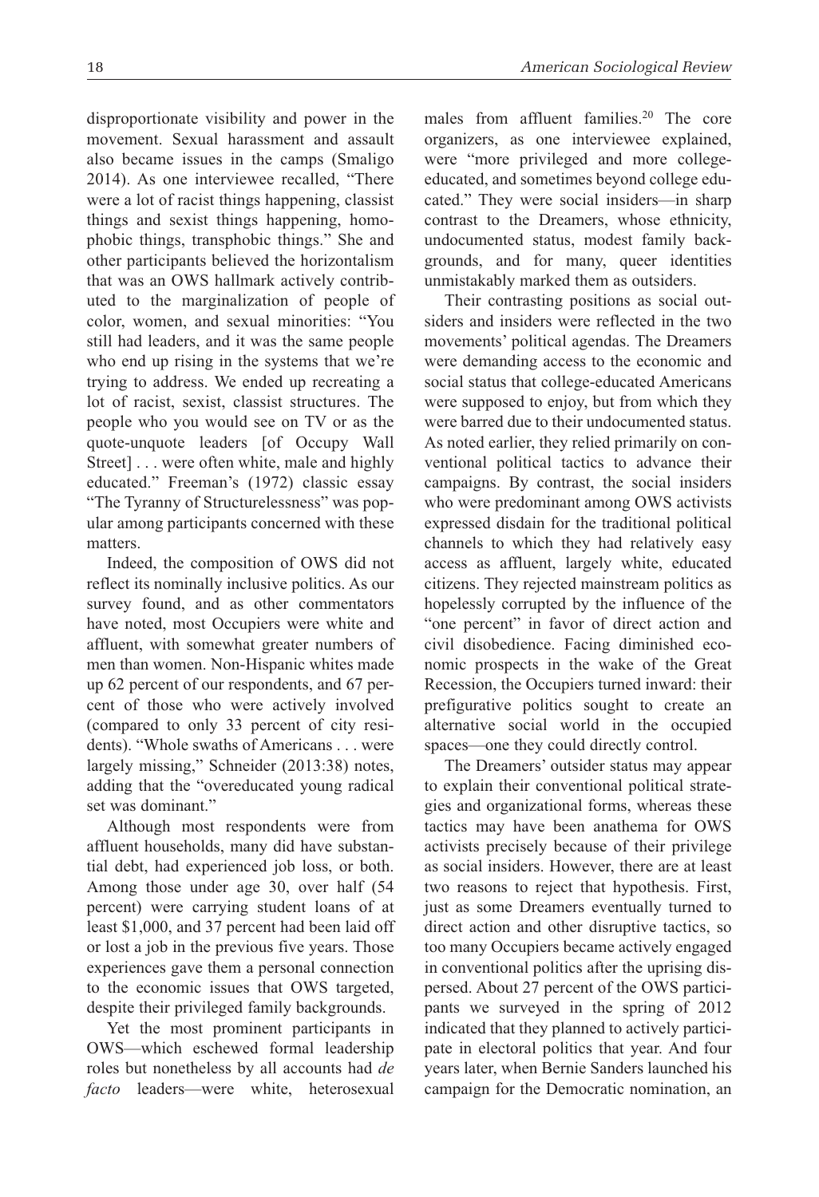disproportionate visibility and power in the movement. Sexual harassment and assault also became issues in the camps (Smaligo 2014). As one interviewee recalled, "There were a lot of racist things happening, classist things and sexist things happening, homophobic things, transphobic things." She and other participants believed the horizontalism that was an OWS hallmark actively contributed to the marginalization of people of color, women, and sexual minorities: "You still had leaders, and it was the same people who end up rising in the systems that we're trying to address. We ended up recreating a lot of racist, sexist, classist structures. The people who you would see on TV or as the quote-unquote leaders [of Occupy Wall Street] . . . were often white, male and highly educated." Freeman's (1972) classic essay "The Tyranny of Structurelessness" was popular among participants concerned with these matters.

Indeed, the composition of OWS did not reflect its nominally inclusive politics. As our survey found, and as other commentators have noted, most Occupiers were white and affluent, with somewhat greater numbers of men than women. Non-Hispanic whites made up 62 percent of our respondents, and 67 percent of those who were actively involved (compared to only 33 percent of city residents). "Whole swaths of Americans . . . were largely missing," Schneider (2013:38) notes, adding that the "overeducated young radical set was dominant."

Although most respondents were from affluent households, many did have substantial debt, had experienced job loss, or both. Among those under age 30, over half (54 percent) were carrying student loans of at least $1,000, and 37 percent had been laid off or lost a job in the previous five years. Those experiences gave them a personal connection to the economic issues that OWS targeted, despite their privileged family backgrounds.

Yet the most prominent participants in OWS—which eschewed formal leadership roles but nonetheless by all accounts had *de facto* leaders—were white, heterosexual males from affluent families.[20] The core organizers, as one interviewee explained, were "more privileged and more college-educated, and sometimes beyond college educated." They were social insiders—in sharp contrast to the Dreamers, whose ethnicity, undocumented status, modest family backgrounds, and for many, queer identities unmistakably marked them as outsiders.

Their contrasting positions as social outsiders and insiders were reflected in the two movements' political agendas. The Dreamers were demanding access to the economic and social status that college-educated Americans were supposed to enjoy, but from which they were barred due to their undocumented status. As noted earlier, they relied primarily on conventional political tactics to advance their campaigns. By contrast, the social insiders who were predominant among OWS activists expressed disdain for the traditional political channels to which they had relatively easy access as affluent, largely white, educated citizens. They rejected mainstream politics as hopelessly corrupted by the influence of the "one percent" in favor of direct action and civil disobedience. Facing diminished economic prospects in the wake of the Great Recession, the Occupiers turned inward: their prefigurative politics sought to create an alternative social world in the occupied spaces—one they could directly control.

The Dreamers' outsider status may appear to explain their conventional political strategies and organizational forms, whereas these tactics may have been anathema for OWS activists precisely because of their privilege as social insiders. However, there are at least two reasons to reject that hypothesis. First, just as some Dreamers eventually turned to direct action and other disruptive tactics, so too many Occupiers became actively engaged in conventional politics after the uprising dispersed. About 27 percent of the OWS participants we surveyed in the spring of 2012 indicated that they planned to actively participate in electoral politics that year. And four years later, when Bernie Sanders launched his campaign for the Democratic nomination, an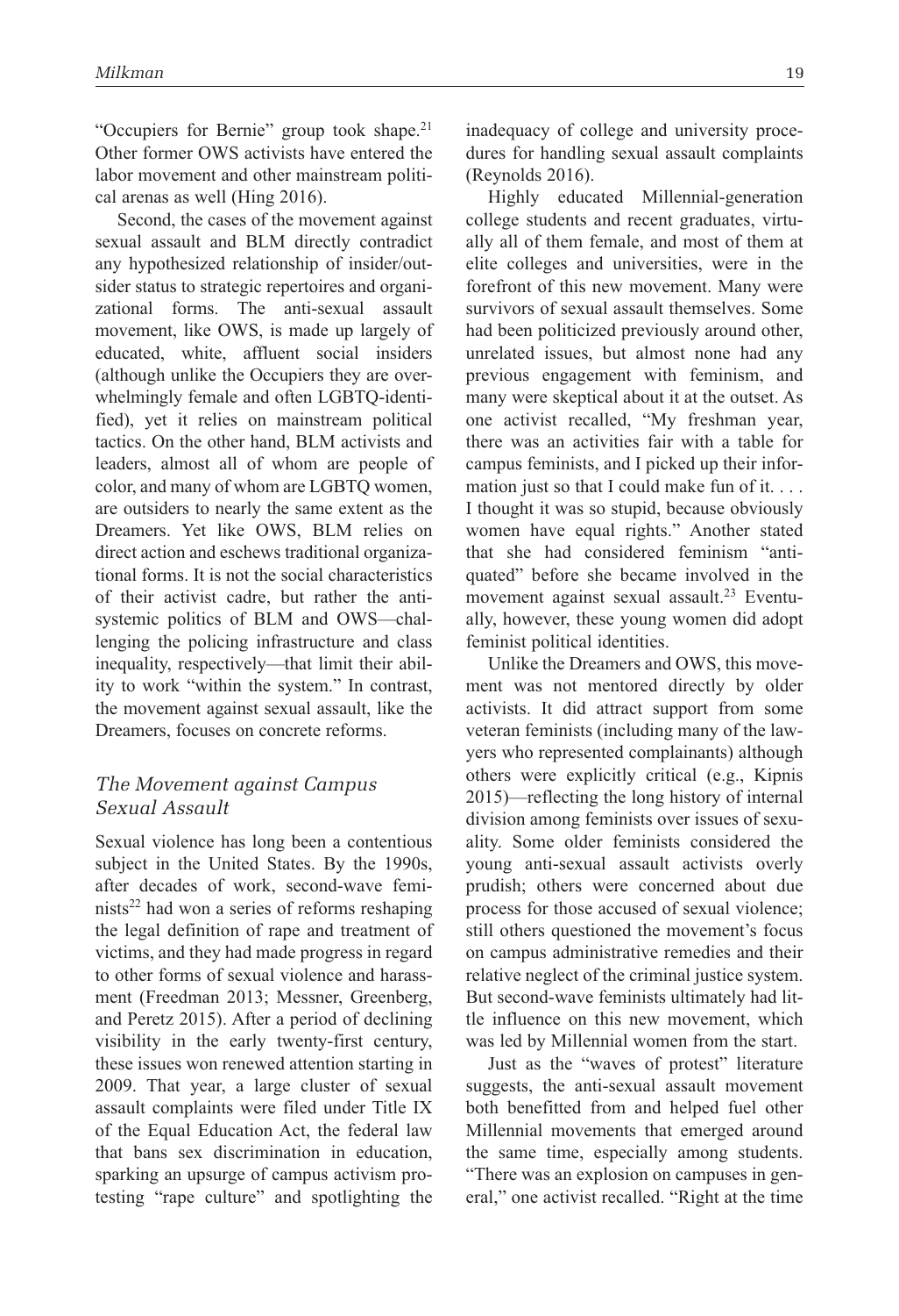"Occupiers for Bernie" group took shape.[21] Other former OWS activists have entered the labor movement and other mainstream political arenas as well (Hing 2016).

Second, the cases of the movement against sexual assault and BLM directly contradict any hypothesized relationship of insider/outsider status to strategic repertoires and organizational forms. The anti-sexual assault movement, like OWS, is made up largely of educated, white, affluent social insiders (although unlike the Occupiers they are overwhelmingly female and often LGBTQ-identified), yet it relies on mainstream political tactics. On the other hand, BLM activists and leaders, almost all of whom are people of color, and many of whom are LGBTQ women, are outsiders to nearly the same extent as the Dreamers. Yet like OWS, BLM relies on direct action and eschews traditional organizational forms. It is not the social characteristics of their activist cadre, but rather the anti-systemic politics of BLM and OWS—challenging the policing infrastructure and class inequality, respectively—that limit their ability to work "within the system." In contrast, the movement against sexual assault, like the Dreamers, focuses on concrete reforms.

### *The Movement against Campus Sexual Assault*

Sexual violence has long been a contentious subject in the United States. By the 1990s, after decades of work, second-wave feminists[22] had won a series of reforms reshaping the legal definition of rape and treatment of victims, and they had made progress in regard to other forms of sexual violence and harassment (Freedman 2013; Messner, Greenberg, and Peretz 2015). After a period of declining visibility in the early twenty-first century, these issues won renewed attention starting in 2009. That year, a large cluster of sexual assault complaints were filed under Title IX of the Equal Education Act, the federal law that bans sex discrimination in education, sparking an upsurge of campus activism protesting "rape culture" and spotlighting the inadequacy of college and university procedures for handling sexual assault complaints (Reynolds 2016).

Highly educated Millennial-generation college students and recent graduates, virtually all of them female, and most of them at elite colleges and universities, were in the forefront of this new movement. Many were survivors of sexual assault themselves. Some had been politicized previously around other, unrelated issues, but almost none had any previous engagement with feminism, and many were skeptical about it at the outset. As one activist recalled, "My freshman year, there was an activities fair with a table for campus feminists, and I picked up their information just so that I could make fun of it. . . . I thought it was so stupid, because obviously women have equal rights." Another stated that she had considered feminism "antiquated" before she became involved in the movement against sexual assault.[23] Eventually, however, these young women did adopt feminist political identities.

Unlike the Dreamers and OWS, this movement was not mentored directly by older activists. It did attract support from some veteran feminists (including many of the lawyers who represented complainants) although others were explicitly critical (e.g., Kipnis 2015)—reflecting the long history of internal division among feminists over issues of sexuality. Some older feminists considered the young anti-sexual assault activists overly prudish; others were concerned about due process for those accused of sexual violence; still others questioned the movement's focus on campus administrative remedies and their relative neglect of the criminal justice system. But second-wave feminists ultimately had little influence on this new movement, which was led by Millennial women from the start.

Just as the "waves of protest" literature suggests, the anti-sexual assault movement both benefitted from and helped fuel other Millennial movements that emerged around the same time, especially among students. "There was an explosion on campuses in general," one activist recalled. "Right at the time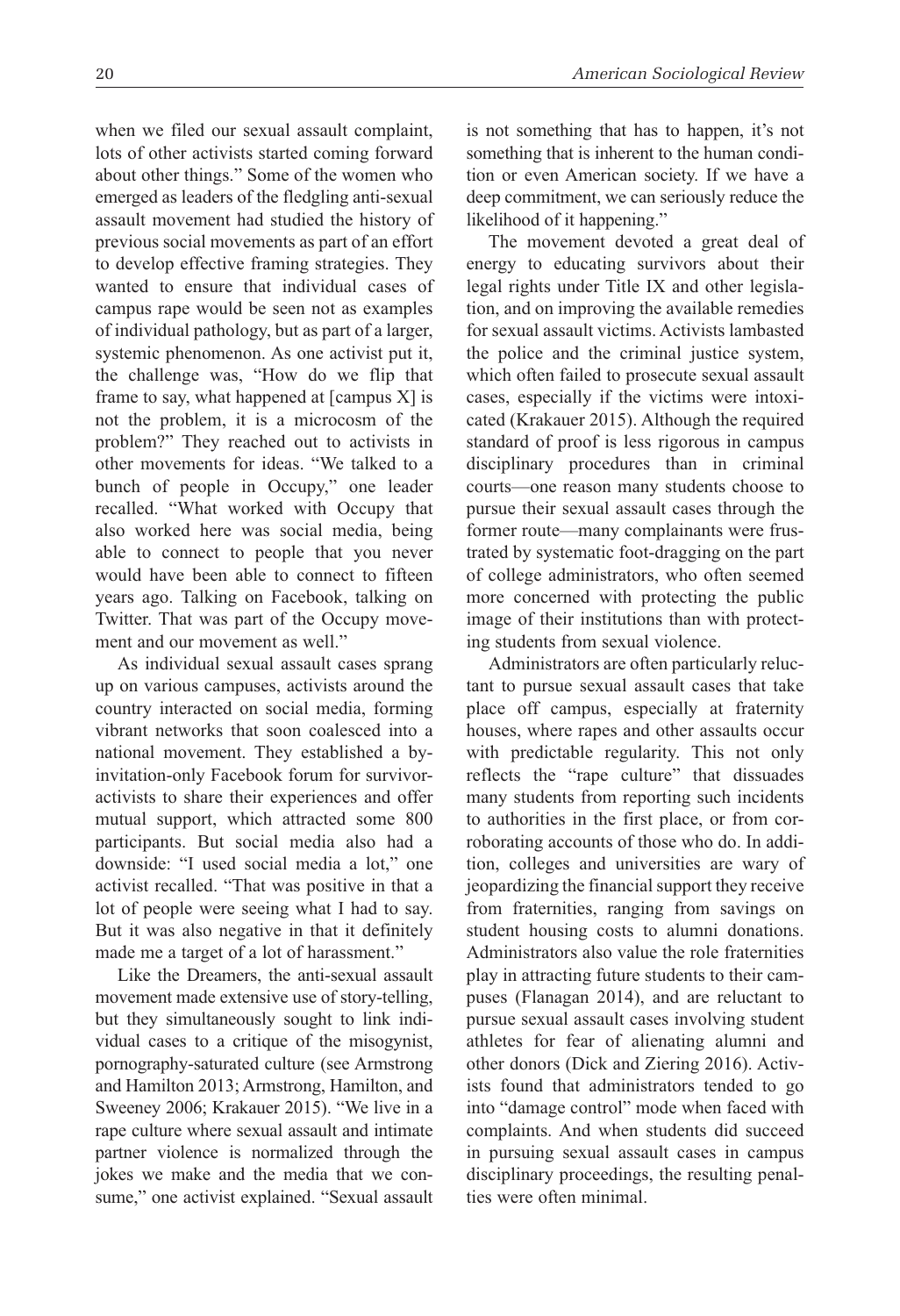when we filed our sexual assault complaint, lots of other activists started coming forward about other things." Some of the women who emerged as leaders of the fledgling anti-sexual assault movement had studied the history of previous social movements as part of an effort to develop effective framing strategies. They wanted to ensure that individual cases of campus rape would be seen not as examples of individual pathology, but as part of a larger, systemic phenomenon. As one activist put it, the challenge was, "How do we flip that frame to say, what happened at [campus X] is not the problem, it is a microcosm of the problem?" They reached out to activists in other movements for ideas. "We talked to a bunch of people in Occupy," one leader recalled. "What worked with Occupy that also worked here was social media, being able to connect to people that you never would have been able to connect to fifteen years ago. Talking on Facebook, talking on Twitter. That was part of the Occupy movement and our movement as well."

As individual sexual assault cases sprang up on various campuses, activists around the country interacted on social media, forming vibrant networks that soon coalesced into a national movement. They established a by-invitation-only Facebook forum for survivor-activists to share their experiences and offer mutual support, which attracted some 800 participants. But social media also had a downside: "I used social media a lot," one activist recalled. "That was positive in that a lot of people were seeing what I had to say. But it was also negative in that it definitely made me a target of a lot of harassment."

Like the Dreamers, the anti-sexual assault movement made extensive use of story-telling, but they simultaneously sought to link individual cases to a critique of the misogynist, pornography-saturated culture (see Armstrong and Hamilton 2013; Armstrong, Hamilton, and Sweeney 2006; Krakauer 2015). "We live in a rape culture where sexual assault and intimate partner violence is normalized through the jokes we make and the media that we consume," one activist explained. "Sexual assault is not something that has to happen, it's not something that is inherent to the human condition or even American society. If we have a deep commitment, we can seriously reduce the likelihood of it happening."

The movement devoted a great deal of energy to educating survivors about their legal rights under Title IX and other legislation, and on improving the available remedies for sexual assault victims. Activists lambasted the police and the criminal justice system, which often failed to prosecute sexual assault cases, especially if the victims were intoxicated (Krakauer 2015). Although the required standard of proof is less rigorous in campus disciplinary procedures than in criminal courts—one reason many students choose to pursue their sexual assault cases through the former route—many complainants were frustrated by systematic foot-dragging on the part of college administrators, who often seemed more concerned with protecting the public image of their institutions than with protecting students from sexual violence.

Administrators are often particularly reluctant to pursue sexual assault cases that take place off campus, especially at fraternity houses, where rapes and other assaults occur with predictable regularity. This not only reflects the "rape culture" that dissuades many students from reporting such incidents to authorities in the first place, or from corroborating accounts of those who do. In addition, colleges and universities are wary of jeopardizing the financial support they receive from fraternities, ranging from savings on student housing costs to alumni donations. Administrators also value the role fraternities play in attracting future students to their campuses (Flanagan 2014), and are reluctant to pursue sexual assault cases involving student athletes for fear of alienating alumni and other donors (Dick and Ziering 2016). Activists found that administrators tended to go into "damage control" mode when faced with complaints. And when students did succeed in pursuing sexual assault cases in campus disciplinary proceedings, the resulting penalties were often minimal.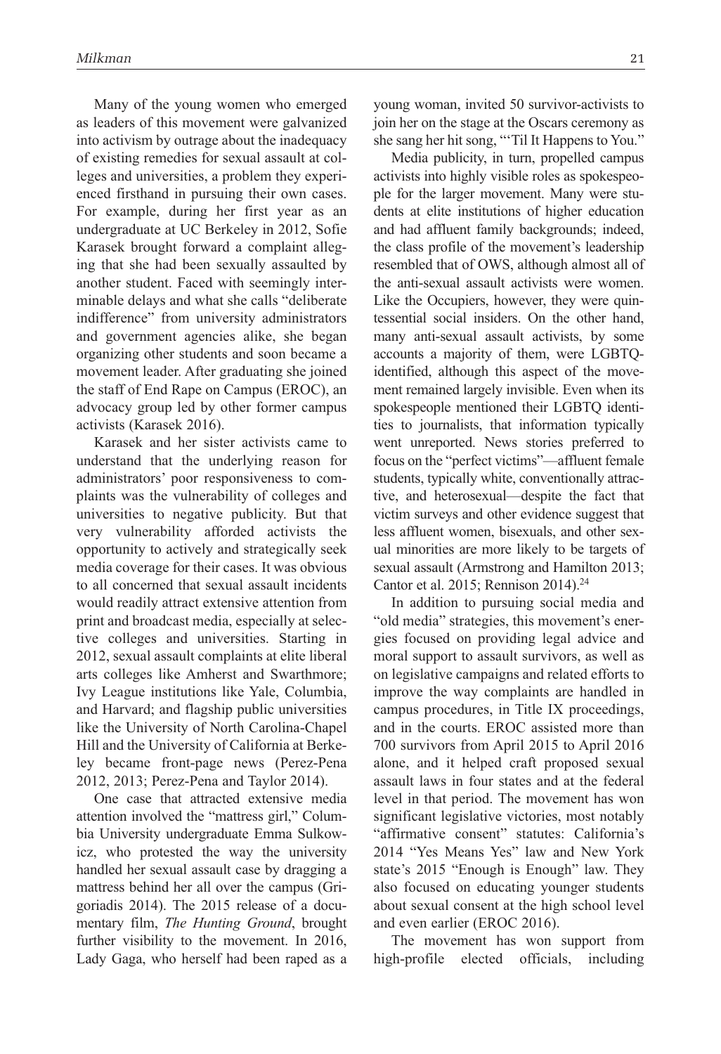Many of the young women who emerged as leaders of this movement were galvanized into activism by outrage about the inadequacy of existing remedies for sexual assault at colleges and universities, a problem they experienced firsthand in pursuing their own cases. For example, during her first year as an undergraduate at UC Berkeley in 2012, Sofie Karasek brought forward a complaint alleging that she had been sexually assaulted by another student. Faced with seemingly interminable delays and what she calls "deliberate indifference" from university administrators and government agencies alike, she began organizing other students and soon became a movement leader. After graduating she joined the staff of End Rape on Campus (EROC), an advocacy group led by other former campus activists (Karasek 2016).

Karasek and her sister activists came to understand that the underlying reason for administrators' poor responsiveness to complaints was the vulnerability of colleges and universities to negative publicity. But that very vulnerability afforded activists the opportunity to actively and strategically seek media coverage for their cases. It was obvious to all concerned that sexual assault incidents would readily attract extensive attention from print and broadcast media, especially at selective colleges and universities. Starting in 2012, sexual assault complaints at elite liberal arts colleges like Amherst and Swarthmore; Ivy League institutions like Yale, Columbia, and Harvard; and flagship public universities like the University of North Carolina-Chapel Hill and the University of California at Berkeley became front-page news (Perez-Pena 2012, 2013; Perez-Pena and Taylor 2014).

One case that attracted extensive media attention involved the "mattress girl," Columbia University undergraduate Emma Sulkowicz, who protested the way the university handled her sexual assault case by dragging a mattress behind her all over the campus (Grigoriadis 2014). The 2015 release of a documentary film, *The Hunting Ground*, brought further visibility to the movement. In 2016, Lady Gaga, who herself had been raped as a young woman, invited 50 survivor-activists to join her on the stage at the Oscars ceremony as she sang her hit song, "'Til It Happens to You."

Media publicity, in turn, propelled campus activists into highly visible roles as spokespeople for the larger movement. Many were students at elite institutions of higher education and had affluent family backgrounds; indeed, the class profile of the movement's leadership resembled that of OWS, although almost all of the anti-sexual assault activists were women. Like the Occupiers, however, they were quintessential social insiders. On the other hand, many anti-sexual assault activists, by some accounts a majority of them, were LGBTQ-identified, although this aspect of the movement remained largely invisible. Even when its spokespeople mentioned their LGBTQ identities to journalists, that information typically went unreported. News stories preferred to focus on the "perfect victims"—affluent female students, typically white, conventionally attractive, and heterosexual—despite the fact that victim surveys and other evidence suggest that less affluent women, bisexuals, and other sexual minorities are more likely to be targets of sexual assault (Armstrong and Hamilton 2013; Cantor et al. 2015; Rennison 2014).[24]

In addition to pursuing social media and "old media" strategies, this movement's energies focused on providing legal advice and moral support to assault survivors, as well as on legislative campaigns and related efforts to improve the way complaints are handled in campus procedures, in Title IX proceedings, and in the courts. EROC assisted more than 700 survivors from April 2015 to April 2016 alone, and it helped craft proposed sexual assault laws in four states and at the federal level in that period. The movement has won significant legislative victories, most notably "affirmative consent" statutes: California's 2014 "Yes Means Yes" law and New York state's 2015 "Enough is Enough" law. They also focused on educating younger students about sexual consent at the high school level and even earlier (EROC 2016).

The movement has won support from high-profile elected officials, including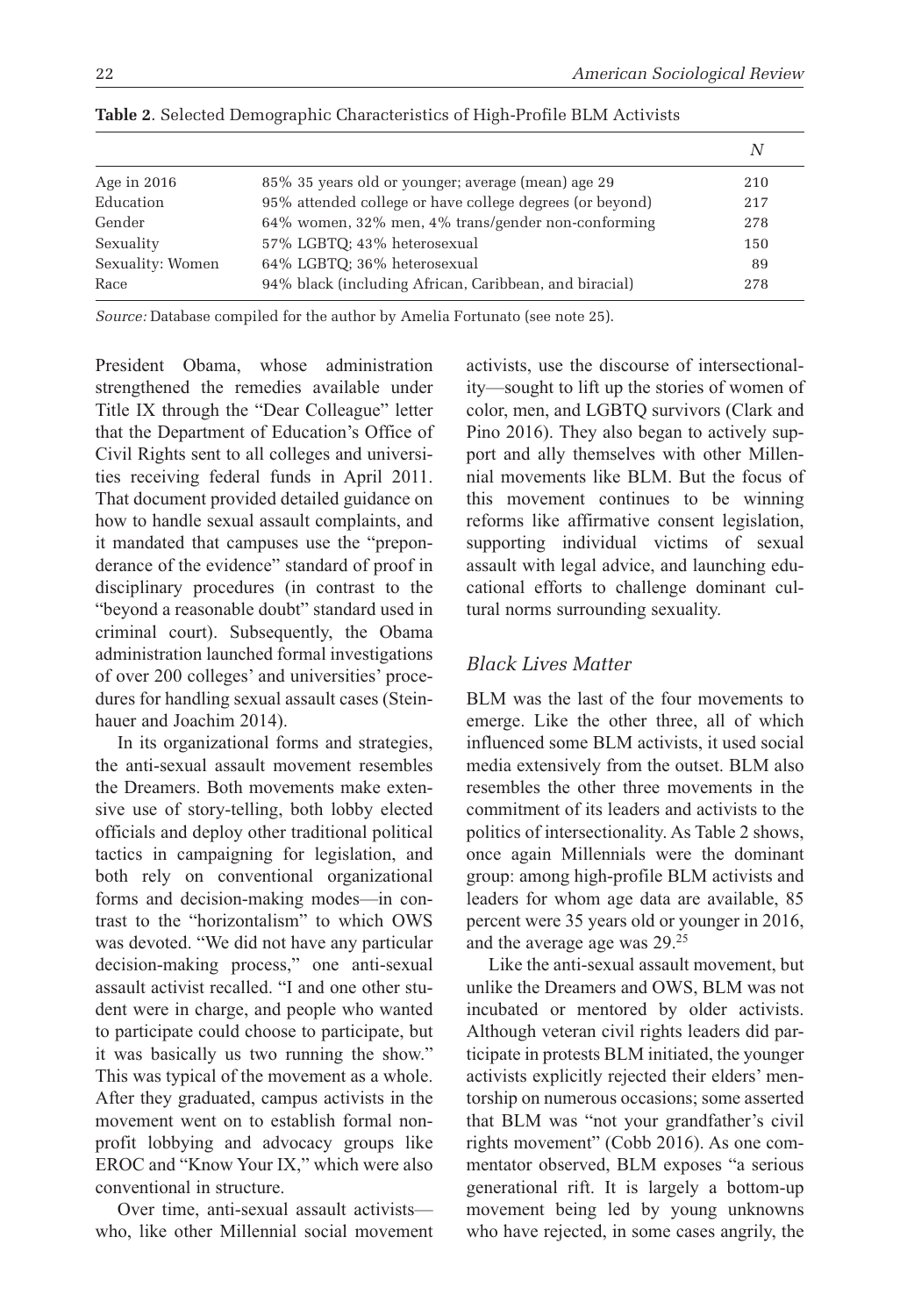**Table 2**. Selected Demographic Characteristics of High-Profile BLM Activists

| | | *N* |
|---|---|---|
| Age in 2016 | 85% 35 years old or younger; average (mean) age 29 | 210 |
| Education | 95% attended college or have college degrees (or beyond) | 217 |
| Gender | 64% women, 32% men, 4% trans/gender non-conforming | 278 |
| Sexuality | 57% LGBTQ; 43% heterosexual | 150 |
| Sexuality: Women | 64% LGBTQ; 36% heterosexual | 89 |
| Race | 94% black (including African, Caribbean, and biracial) | 278 |

*Source:* Database compiled for the author by Amelia Fortunato (see note 25).

President Obama, whose administration strengthened the remedies available under Title IX through the "Dear Colleague" letter that the Department of Education's Office of Civil Rights sent to all colleges and universities receiving federal funds in April 2011. That document provided detailed guidance on how to handle sexual assault complaints, and it mandated that campuses use the "preponderance of the evidence" standard of proof in disciplinary procedures (in contrast to the "beyond a reasonable doubt" standard used in criminal court). Subsequently, the Obama administration launched formal investigations of over 200 colleges' and universities' procedures for handling sexual assault cases (Steinhauer and Joachim 2014).

In its organizational forms and strategies, the anti-sexual assault movement resembles the Dreamers. Both movements make extensive use of story-telling, both lobby elected officials and deploy other traditional political tactics in campaigning for legislation, and both rely on conventional organizational forms and decision-making modes—in contrast to the "horizontalism" to which OWS was devoted. "We did not have any particular decision-making process," one anti-sexual assault activist recalled. "I and one other student were in charge, and people who wanted to participate could choose to participate, but it was basically us two running the show." This was typical of the movement as a whole. After they graduated, campus activists in the movement went on to establish formal nonprofit lobbying and advocacy groups like EROC and "Know Your IX," which were also conventional in structure.

Over time, anti-sexual assault activists—who, like other Millennial social movement activists, use the discourse of intersectionality—sought to lift up the stories of women of color, men, and LGBTQ survivors (Clark and Pino 2016). They also began to actively support and ally themselves with other Millennial movements like BLM. But the focus of this movement continues to be winning reforms like affirmative consent legislation, supporting individual victims of sexual assault with legal advice, and launching educational efforts to challenge dominant cultural norms surrounding sexuality.

### *Black Lives Matter*

BLM was the last of the four movements to emerge. Like the other three, all of which influenced some BLM activists, it used social media extensively from the outset. BLM also resembles the other three movements in the commitment of its leaders and activists to the politics of intersectionality. As Table 2 shows, once again Millennials were the dominant group: among high-profile BLM activists and leaders for whom age data are available, 85 percent were 35 years old or younger in 2016, and the average age was 29.[25]

Like the anti-sexual assault movement, but unlike the Dreamers and OWS, BLM was not incubated or mentored by older activists. Although veteran civil rights leaders did participate in protests BLM initiated, the younger activists explicitly rejected their elders' mentorship on numerous occasions; some asserted that BLM was "not your grandfather's civil rights movement" (Cobb 2016). As one commentator observed, BLM exposes "a serious generational rift. It is largely a bottom-up movement being led by young unknowns who have rejected, in some cases angrily, the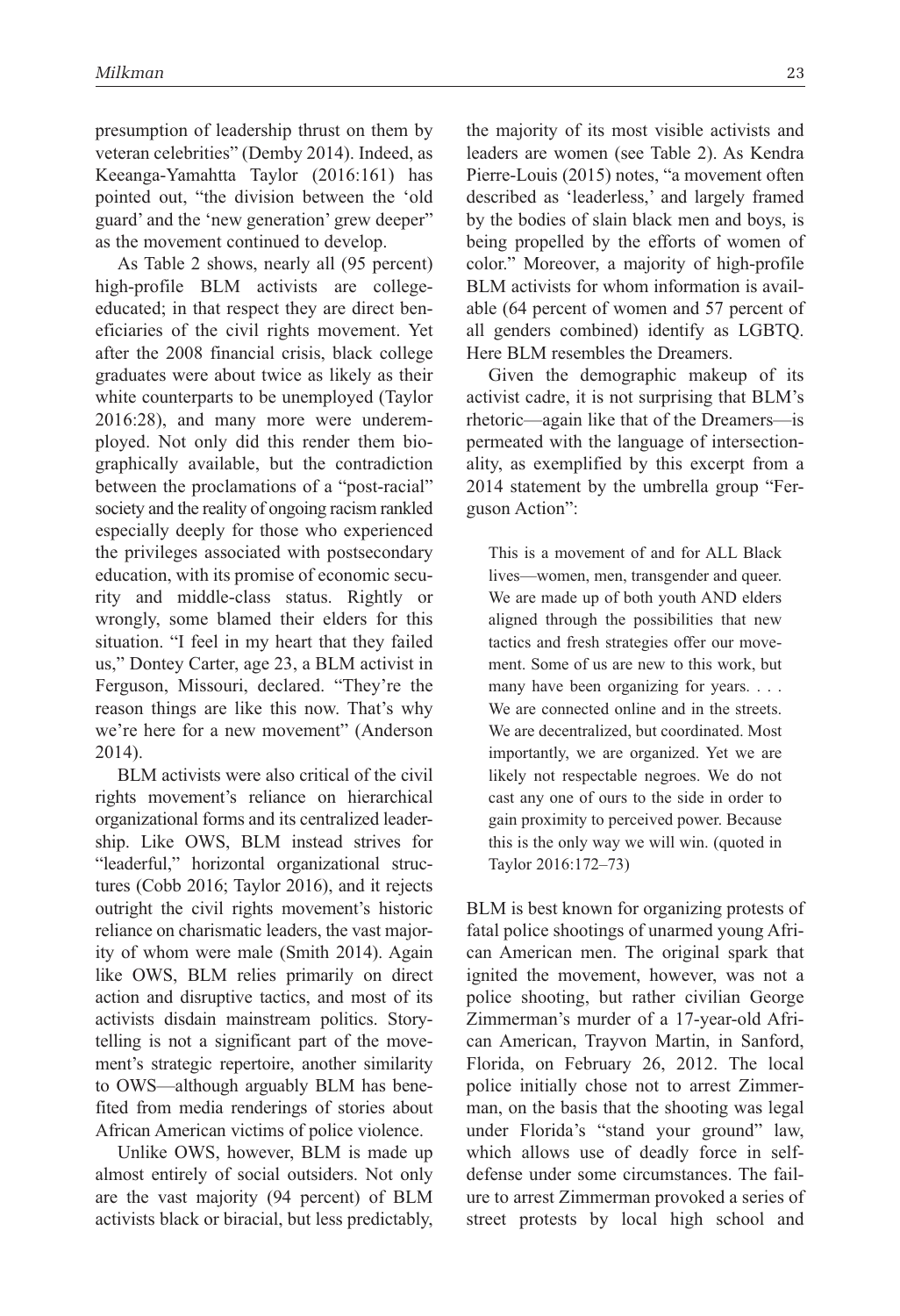presumption of leadership thrust on them by veteran celebrities" (Demby 2014). Indeed, as Keeanga-Yamahtta Taylor (2016:161) has pointed out, "the division between the 'old guard' and the 'new generation' grew deeper" as the movement continued to develop.

As Table 2 shows, nearly all (95 percent) high-profile BLM activists are college-educated; in that respect they are direct beneficiaries of the civil rights movement. Yet after the 2008 financial crisis, black college graduates were about twice as likely as their white counterparts to be unemployed (Taylor 2016:28), and many more were underemployed. Not only did this render them biographically available, but the contradiction between the proclamations of a "post-racial" society and the reality of ongoing racism rankled especially deeply for those who experienced the privileges associated with postsecondary education, with its promise of economic security and middle-class status. Rightly or wrongly, some blamed their elders for this situation. "I feel in my heart that they failed us," Dontey Carter, age 23, a BLM activist in Ferguson, Missouri, declared. "They're the reason things are like this now. That's why we're here for a new movement" (Anderson 2014).

BLM activists were also critical of the civil rights movement's reliance on hierarchical organizational forms and its centralized leadership. Like OWS, BLM instead strives for "leaderful," horizontal organizational structures (Cobb 2016; Taylor 2016), and it rejects outright the civil rights movement's historic reliance on charismatic leaders, the vast majority of whom were male (Smith 2014). Again like OWS, BLM relies primarily on direct action and disruptive tactics, and most of its activists disdain mainstream politics. Storytelling is not a significant part of the movement's strategic repertoire, another similarity to OWS—although arguably BLM has benefited from media renderings of stories about African American victims of police violence.

Unlike OWS, however, BLM is made up almost entirely of social outsiders. Not only are the vast majority (94 percent) of BLM activists black or biracial, but less predictably, the majority of its most visible activists and leaders are women (see Table 2). As Kendra Pierre-Louis (2015) notes, "a movement often described as 'leaderless,' and largely framed by the bodies of slain black men and boys, is being propelled by the efforts of women of color." Moreover, a majority of high-profile BLM activists for whom information is available (64 percent of women and 57 percent of all genders combined) identify as LGBTQ. Here BLM resembles the Dreamers.

Given the demographic makeup of its activist cadre, it is not surprising that BLM's rhetoric—again like that of the Dreamers—is permeated with the language of intersectionality, as exemplified by this excerpt from a 2014 statement by the umbrella group "Ferguson Action":

> This is a movement of and for ALL Black lives—women, men, transgender and queer. We are made up of both youth AND elders aligned through the possibilities that new tactics and fresh strategies offer our movement. Some of us are new to this work, but many have been organizing for years. . . . We are connected online and in the streets. We are decentralized, but coordinated. Most importantly, we are organized. Yet we are likely not respectable negroes. We do not cast any one of ours to the side in order to gain proximity to perceived power. Because this is the only way we will win. (quoted in Taylor 2016:172–73)

BLM is best known for organizing protests of fatal police shootings of unarmed young African American men. The original spark that ignited the movement, however, was not a police shooting, but rather civilian George Zimmerman's murder of a 17-year-old African American, Trayvon Martin, in Sanford, Florida, on February 26, 2012. The local police initially chose not to arrest Zimmerman, on the basis that the shooting was legal under Florida's "stand your ground" law, which allows use of deadly force in self-defense under some circumstances. The failure to arrest Zimmerman provoked a series of street protests by local high school and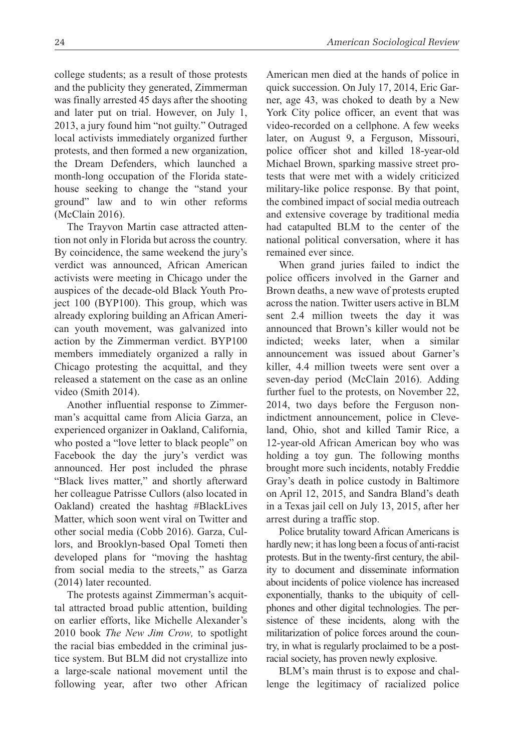college students; as a result of those protests and the publicity they generated, Zimmerman was finally arrested 45 days after the shooting and later put on trial. However, on July 1, 2013, a jury found him "not guilty." Outraged local activists immediately organized further protests, and then formed a new organization, the Dream Defenders, which launched a month-long occupation of the Florida statehouse seeking to change the "stand your ground" law and to win other reforms (McClain 2016).

The Trayvon Martin case attracted attention not only in Florida but across the country. By coincidence, the same weekend the jury's verdict was announced, African American activists were meeting in Chicago under the auspices of the decade-old Black Youth Project 100 (BYP100). This group, which was already exploring building an African American youth movement, was galvanized into action by the Zimmerman verdict. BYP100 members immediately organized a rally in Chicago protesting the acquittal, and they released a statement on the case as an online video (Smith 2014).

Another influential response to Zimmerman's acquittal came from Alicia Garza, an experienced organizer in Oakland, California, who posted a "love letter to black people" on Facebook the day the jury's verdict was announced. Her post included the phrase "Black lives matter," and shortly afterward her colleague Patrisse Cullors (also located in Oakland) created the hashtag #BlackLivesMatter, which soon went viral on Twitter and other social media (Cobb 2016). Garza, Cullors, and Brooklyn-based Opal Tometi then developed plans for "moving the hashtag from social media to the streets," as Garza (2014) later recounted.

The protests against Zimmerman's acquittal attracted broad public attention, building on earlier efforts, like Michelle Alexander's 2010 book *The New Jim Crow,* to spotlight the racial bias embedded in the criminal justice system. But BLM did not crystallize into a large-scale national movement until the following year, after two other African American men died at the hands of police in quick succession. On July 17, 2014, Eric Garner, age 43, was choked to death by a New York City police officer, an event that was video-recorded on a cellphone. A few weeks later, on August 9, a Ferguson, Missouri, police officer shot and killed 18-year-old Michael Brown, sparking massive street protests that were met with a widely criticized military-like police response. By that point, the combined impact of social media outreach and extensive coverage by traditional media had catapulted BLM to the center of the national political conversation, where it has remained ever since.

When grand juries failed to indict the police officers involved in the Garner and Brown deaths, a new wave of protests erupted across the nation. Twitter users active in BLM sent 2.4 million tweets the day it was announced that Brown's killer would not be indicted; weeks later, when a similar announcement was issued about Garner's killer, 4.4 million tweets were sent over a seven-day period (McClain 2016). Adding further fuel to the protests, on November 22, 2014, two days before the Ferguson non-indictment announcement, police in Cleveland, Ohio, shot and killed Tamir Rice, a 12-year-old African American boy who was holding a toy gun. The following months brought more such incidents, notably Freddie Gray's death in police custody in Baltimore on April 12, 2015, and Sandra Bland's death in a Texas jail cell on July 13, 2015, after her arrest during a traffic stop.

Police brutality toward African Americans is hardly new; it has long been a focus of anti-racist protests. But in the twenty-first century, the ability to document and disseminate information about incidents of police violence has increased exponentially, thanks to the ubiquity of cellphones and other digital technologies. The persistence of these incidents, along with the militarization of police forces around the country, in what is regularly proclaimed to be a post-racial society, has proven newly explosive.

BLM's main thrust is to expose and challenge the legitimacy of racialized police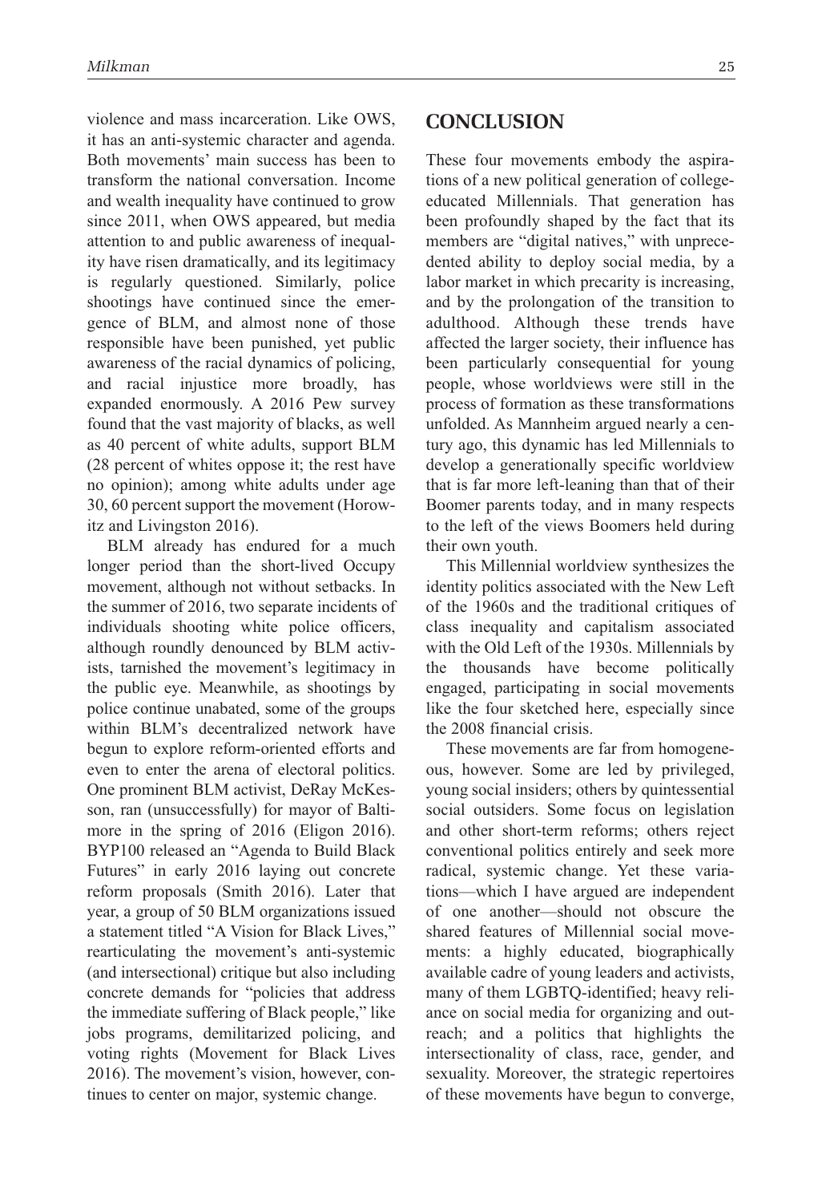violence and mass incarceration. Like OWS, it has an anti-systemic character and agenda. Both movements' main success has been to transform the national conversation. Income and wealth inequality have continued to grow since 2011, when OWS appeared, but media attention to and public awareness of inequality have risen dramatically, and its legitimacy is regularly questioned. Similarly, police shootings have continued since the emergence of BLM, and almost none of those responsible have been punished, yet public awareness of the racial dynamics of policing, and racial injustice more broadly, has expanded enormously. A 2016 Pew survey found that the vast majority of blacks, as well as 40 percent of white adults, support BLM (28 percent of whites oppose it; the rest have no opinion); among white adults under age 30, 60 percent support the movement (Horowitz and Livingston 2016).

BLM already has endured for a much longer period than the short-lived Occupy movement, although not without setbacks. In the summer of 2016, two separate incidents of individuals shooting white police officers, although roundly denounced by BLM activists, tarnished the movement's legitimacy in the public eye. Meanwhile, as shootings by police continue unabated, some of the groups within BLM's decentralized network have begun to explore reform-oriented efforts and even to enter the arena of electoral politics. One prominent BLM activist, DeRay McKesson, ran (unsuccessfully) for mayor of Baltimore in the spring of 2016 (Eligon 2016). BYP100 released an "Agenda to Build Black Futures" in early 2016 laying out concrete reform proposals (Smith 2016). Later that year, a group of 50 BLM organizations issued a statement titled "A Vision for Black Lives," rearticulating the movement's anti-systemic (and intersectional) critique but also including concrete demands for "policies that address the immediate suffering of Black people," like jobs programs, demilitarized policing, and voting rights (Movement for Black Lives 2016). The movement's vision, however, continues to center on major, systemic change.

## CONCLUSION

These four movements embody the aspirations of a new political generation of college-educated Millennials. That generation has been profoundly shaped by the fact that its members are "digital natives," with unprecedented ability to deploy social media, by a labor market in which precarity is increasing, and by the prolongation of the transition to adulthood. Although these trends have affected the larger society, their influence has been particularly consequential for young people, whose worldviews were still in the process of formation as these transformations unfolded. As Mannheim argued nearly a century ago, this dynamic has led Millennials to develop a generationally specific worldview that is far more left-leaning than that of their Boomer parents today, and in many respects to the left of the views Boomers held during their own youth.

This Millennial worldview synthesizes the identity politics associated with the New Left of the 1960s and the traditional critiques of class inequality and capitalism associated with the Old Left of the 1930s. Millennials by the thousands have become politically engaged, participating in social movements like the four sketched here, especially since the 2008 financial crisis.

These movements are far from homogeneous, however. Some are led by privileged, young social insiders; others by quintessential social outsiders. Some focus on legislation and other short-term reforms; others reject conventional politics entirely and seek more radical, systemic change. Yet these variations—which I have argued are independent of one another—should not obscure the shared features of Millennial social movements: a highly educated, biographically available cadre of young leaders and activists, many of them LGBTQ-identified; heavy reliance on social media for organizing and outreach; and a politics that highlights the intersectionality of class, race, gender, and sexuality. Moreover, the strategic repertoires of these movements have begun to converge,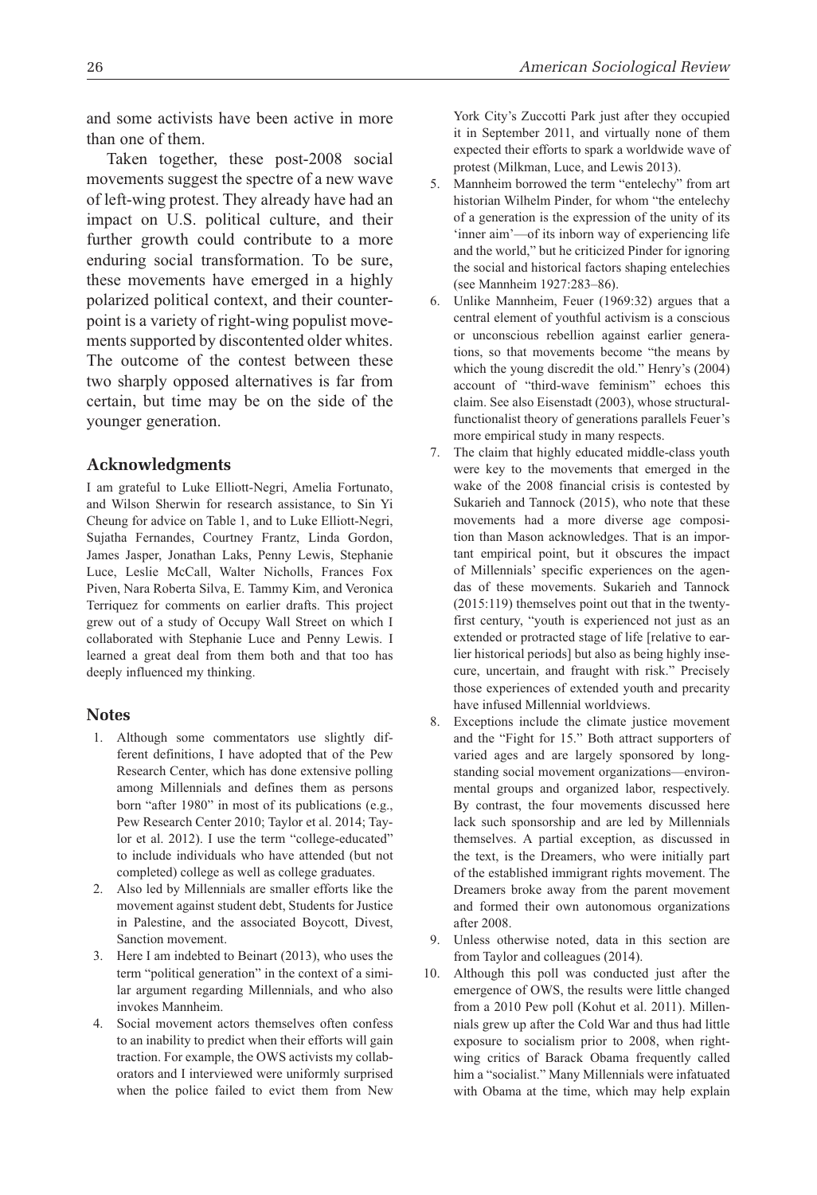and some activists have been active in more than one of them.

Taken together, these post-2008 social movements suggest the spectre of a new wave of left-wing protest. They already have had an impact on U.S. political culture, and their further growth could contribute to a more enduring social transformation. To be sure, these movements have emerged in a highly polarized political context, and their counterpoint is a variety of right-wing populist movements supported by discontented older whites. The outcome of the contest between these two sharply opposed alternatives is far from certain, but time may be on the side of the younger generation.

## Acknowledgments

I am grateful to Luke Elliott-Negri, Amelia Fortunato, and Wilson Sherwin for research assistance, to Sin Yi Cheung for advice on Table 1, and to Luke Elliott-Negri, Sujatha Fernandes, Courtney Frantz, Linda Gordon, James Jasper, Jonathan Laks, Penny Lewis, Stephanie Luce, Leslie McCall, Walter Nicholls, Frances Fox Piven, Nara Roberta Silva, E. Tammy Kim, and Veronica Terriquez for comments on earlier drafts. This project grew out of a study of Occupy Wall Street on which I collaborated with Stephanie Luce and Penny Lewis. I learned a great deal from them both and that too has deeply influenced my thinking.

## Notes

1. Although some commentators use slightly different definitions, I have adopted that of the Pew Research Center, which has done extensive polling among Millennials and defines them as persons born "after 1980" in most of its publications (e.g., Pew Research Center 2010; Taylor et al. 2014; Taylor et al. 2012). I use the term "college-educated" to include individuals who have attended (but not completed) college as well as college graduates.
2. Also led by Millennials are smaller efforts like the movement against student debt, Students for Justice in Palestine, and the associated Boycott, Divest, Sanction movement.
3. Here I am indebted to Beinart (2013), who uses the term "political generation" in the context of a similar argument regarding Millennials, and who also invokes Mannheim.
4. Social movement actors themselves often confess to an inability to predict when their efforts will gain traction. For example, the OWS activists my collaborators and I interviewed were uniformly surprised when the police failed to evict them from New York City's Zuccotti Park just after they occupied it in September 2011, and virtually none of them expected their efforts to spark a worldwide wave of protest (Milkman, Luce, and Lewis 2013).
5. Mannheim borrowed the term "entelechy" from art historian Wilhelm Pinder, for whom "the entelechy of a generation is the expression of the unity of its 'inner aim'—of its inborn way of experiencing life and the world," but he criticized Pinder for ignoring the social and historical factors shaping entelechies (see Mannheim 1927:283–86).
6. Unlike Mannheim, Feuer (1969:32) argues that a central element of youthful activism is a conscious or unconscious rebellion against earlier generations, so that movements become "the means by which the young discredit the old." Henry's (2004) account of "third-wave feminism" echoes this claim. See also Eisenstadt (2003), whose structural-functionalist theory of generations parallels Feuer's more empirical study in many respects.
7. The claim that highly educated middle-class youth were key to the movements that emerged in the wake of the 2008 financial crisis is contested by Sukarieh and Tannock (2015), who note that these movements had a more diverse age composition than Mason acknowledges. That is an important empirical point, but it obscures the impact of Millennials' specific experiences on the agendas of these movements. Sukarieh and Tannock (2015:119) themselves point out that in the twenty-first century, "youth is experienced not just as an extended or protracted stage of life [relative to earlier historical periods] but also as being highly insecure, uncertain, and fraught with risk." Precisely those experiences of extended youth and precarity have infused Millennial worldviews.
8. Exceptions include the climate justice movement and the "Fight for 15." Both attract supporters of varied ages and are largely sponsored by long-standing social movement organizations—environmental groups and organized labor, respectively. By contrast, the four movements discussed here lack such sponsorship and are led by Millennials themselves. A partial exception, as discussed in the text, is the Dreamers, who were initially part of the established immigrant rights movement. The Dreamers broke away from the parent movement and formed their own autonomous organizations after 2008.
9. Unless otherwise noted, data in this section are from Taylor and colleagues (2014).
10. Although this poll was conducted just after the emergence of OWS, the results were little changed from a 2010 Pew poll (Kohut et al. 2011). Millennials grew up after the Cold War and thus had little exposure to socialism prior to 2008, when right-wing critics of Barack Obama frequently called him a "socialist." Many Millennials were infatuated with Obama at the time, which may help explain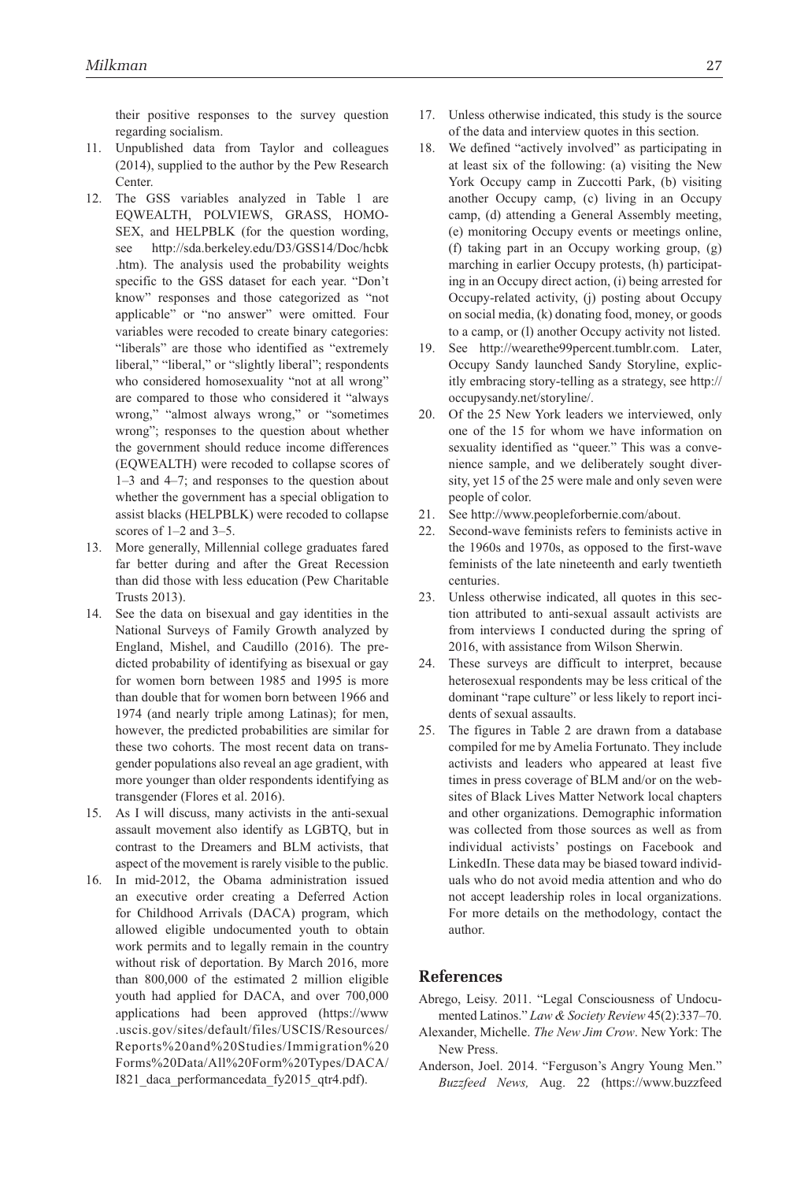their positive responses to the survey question regarding socialism.

11. Unpublished data from Taylor and colleagues (2014), supplied to the author by the Pew Research Center.
12. The GSS variables analyzed in Table 1 are EQWEALTH, POLVIEWS, GRASS, HOMOSEX, and HELPBLK (for the question wording, see http://sda.berkeley.edu/D3/GSS14/Doc/hcbk.htm). The analysis used the probability weights specific to the GSS dataset for each year. "Don't know" responses and those categorized as "not applicable" or "no answer" were omitted. Four variables were recoded to create binary categories: "liberals" are those who identified as "extremely liberal," "liberal," or "slightly liberal"; respondents who considered homosexuality "not at all wrong" are compared to those who considered it "always wrong," "almost always wrong," or "sometimes wrong"; responses to the question about whether the government should reduce income differences (EQWEALTH) were recoded to collapse scores of 1–3 and 4–7; and responses to the question about whether the government has a special obligation to assist blacks (HELPBLK) were recoded to collapse scores of 1–2 and 3–5.
13. More generally, Millennial college graduates fared far better during and after the Great Recession than did those with less education (Pew Charitable Trusts 2013).
14. See the data on bisexual and gay identities in the National Surveys of Family Growth analyzed by England, Mishel, and Caudillo (2016). The predicted probability of identifying as bisexual or gay for women born between 1985 and 1995 is more than double that for women born between 1966 and 1974 (and nearly triple among Latinas); for men, however, the predicted probabilities are similar for these two cohorts. The most recent data on transgender populations also reveal an age gradient, with more younger than older respondents identifying as transgender (Flores et al. 2016).
15. As I will discuss, many activists in the anti-sexual assault movement also identify as LGBTQ, but in contrast to the Dreamers and BLM activists, that aspect of the movement is rarely visible to the public.
16. In mid-2012, the Obama administration issued an executive order creating a Deferred Action for Childhood Arrivals (DACA) program, which allowed eligible undocumented youth to obtain work permits and to legally remain in the country without risk of deportation. By March 2016, more than 800,000 of the estimated 2 million eligible youth had applied for DACA, and over 700,000 applications had been approved (https://www.uscis.gov/sites/default/files/USCIS/Resources/Reports%20and%20Studies/Immigration%20Forms%20Data/All%20Form%20Types/DACA/I821_daca_performancedata_fy2015_qtr4.pdf).
17. Unless otherwise indicated, this study is the source of the data and interview quotes in this section.
18. We defined "actively involved" as participating in at least six of the following: (a) visiting the New York Occupy camp in Zuccotti Park, (b) visiting another Occupy camp, (c) living in an Occupy camp, (d) attending a General Assembly meeting, (e) monitoring Occupy events or meetings online, (f) taking part in an Occupy working group, (g) marching in earlier Occupy protests, (h) participating in an Occupy direct action, (i) being arrested for Occupy-related activity, (j) posting about Occupy on social media, (k) donating food, money, or goods to a camp, or (l) another Occupy activity not listed.
19. See http://wearethe99percent.tumblr.com. Later, Occupy Sandy launched Sandy Storyline, explicitly embracing story-telling as a strategy, see http://occupysandy.net/storyline/.
20. Of the 25 New York leaders we interviewed, only one of the 15 for whom we have information on sexuality identified as "queer." This was a convenience sample, and we deliberately sought diversity, yet 15 of the 25 were male and only seven were people of color.
21. See http://www.peopleforbernie.com/about.
22. Second-wave feminists refers to feminists active in the 1960s and 1970s, as opposed to the first-wave feminists of the late nineteenth and early twentieth centuries.
23. Unless otherwise indicated, all quotes in this section attributed to anti-sexual assault activists are from interviews I conducted during the spring of 2016, with assistance from Wilson Sherwin.
24. These surveys are difficult to interpret, because heterosexual respondents may be less critical of the dominant "rape culture" or less likely to report incidents of sexual assaults.
25. The figures in Table 2 are drawn from a database compiled for me by Amelia Fortunato. They include activists and leaders who appeared at least five times in press coverage of BLM and/or on the websites of Black Lives Matter Network local chapters and other organizations. Demographic information was collected from those sources as well as from individual activists' postings on Facebook and LinkedIn. These data may be biased toward individuals who do not avoid media attention and who do not accept leadership roles in local organizations. For more details on the methodology, contact the author.

## References

Abrego, Leisy. 2011. "Legal Consciousness of Undocumented Latinos." *Law & Society Review* 45(2):337–70.

Alexander, Michelle. *The New Jim Crow*. New York: The New Press.

Anderson, Joel. 2014. "Ferguson's Angry Young Men." *Buzzfeed News,* Aug. 22 (https://www.buzzfeed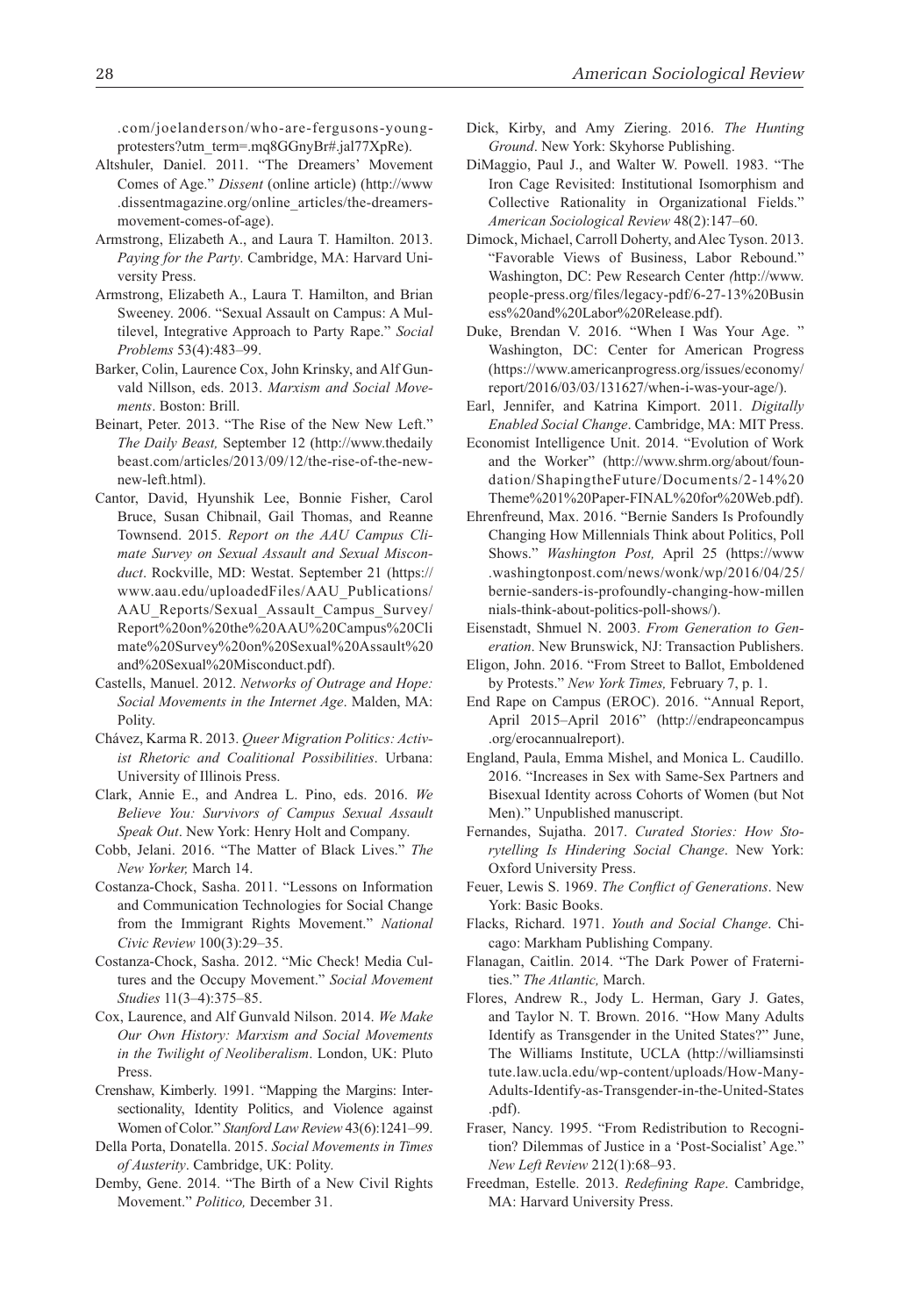.com/joelanderson/who-are-fergusons-young-protesters?utm_term=.mq8GGnyBr#.jal77XpRe).

Altshuler, Daniel. 2011. "The Dreamers' Movement Comes of Age." *Dissent* (online article) (http://www.dissentmagazine.org/online_articles/the-dreamers-movement-comes-of-age).

Armstrong, Elizabeth A., and Laura T. Hamilton. 2013. *Paying for the Party*. Cambridge, MA: Harvard University Press.

Armstrong, Elizabeth A., Laura T. Hamilton, and Brian Sweeney. 2006. "Sexual Assault on Campus: A Multilevel, Integrative Approach to Party Rape." *Social Problems* 53(4):483–99.

Barker, Colin, Laurence Cox, John Krinsky, and Alf Gunvald Nillson, eds. 2013. *Marxism and Social Movements*. Boston: Brill.

Beinart, Peter. 2013. "The Rise of the New New Left." *The Daily Beast,* September 12 (http://www.thedailybeast.com/articles/2013/09/12/the-rise-of-the-new-new-left.html).

Cantor, David, Hyunshik Lee, Bonnie Fisher, Carol Bruce, Susan Chibnail, Gail Thomas, and Reanne Townsend. 2015. *Report on the AAU Campus Climate Survey on Sexual Assault and Sexual Misconduct*. Rockville, MD: Westat. September 21 (https://www.aau.edu/uploadedFiles/AAU_Publications/AAU_Reports/Sexual_Assault_Campus_Survey/Report%20on%20the%20AAU%20Campus%20Climate%20Survey%20on%20Sexual%20Assault%20and%20Sexual%20Misconduct.pdf).

Castells, Manuel. 2012. *Networks of Outrage and Hope: Social Movements in the Internet Age*. Malden, MA: Polity.

Chávez, Karma R. 2013. *Queer Migration Politics: Activist Rhetoric and Coalitional Possibilities*. Urbana: University of Illinois Press.

Clark, Annie E., and Andrea L. Pino, eds. 2016. *We Believe You: Survivors of Campus Sexual Assault Speak Out*. New York: Henry Holt and Company.

Cobb, Jelani. 2016. "The Matter of Black Lives." *The New Yorker,* March 14.

Costanza-Chock, Sasha. 2011. "Lessons on Information and Communication Technologies for Social Change from the Immigrant Rights Movement." *National Civic Review* 100(3):29–35.

Costanza-Chock, Sasha. 2012. "Mic Check! Media Cultures and the Occupy Movement." *Social Movement Studies* 11(3–4):375–85.

Cox, Laurence, and Alf Gunvald Nilson. 2014. *We Make Our Own History: Marxism and Social Movements in the Twilight of Neoliberalism*. London, UK: Pluto Press.

Crenshaw, Kimberly. 1991. "Mapping the Margins: Intersectionality, Identity Politics, and Violence against Women of Color." *Stanford Law Review* 43(6):1241–99.

Della Porta, Donatella. 2015. *Social Movements in Times of Austerity*. Cambridge, UK: Polity.

Demby, Gene. 2014. "The Birth of a New Civil Rights Movement." *Politico,* December 31.

Dick, Kirby, and Amy Ziering. 2016. *The Hunting Ground*. New York: Skyhorse Publishing.

DiMaggio, Paul J., and Walter W. Powell. 1983. "The Iron Cage Revisited: Institutional Isomorphism and Collective Rationality in Organizational Fields." *American Sociological Review* 48(2):147–60.

Dimock, Michael, Carroll Doherty, and Alec Tyson. 2013. "Favorable Views of Business, Labor Rebound." Washington, DC: Pew Research Center *(*http://www.people-press.org/files/legacy-pdf/6-27-13%20Business%20and%20Labor%20Release.pdf).

Duke, Brendan V. 2016. "When I Was Your Age. " Washington, DC: Center for American Progress (https://www.americanprogress.org/issues/economy/report/2016/03/03/131627/when-i-was-your-age/).

Earl, Jennifer, and Katrina Kimport. 2011. *Digitally Enabled Social Change*. Cambridge, MA: MIT Press.

Economist Intelligence Unit. 2014. "Evolution of Work and the Worker" (http://www.shrm.org/about/foundation/ShapingtheFuture/Documents/2-14%20Theme%201%20Paper-FINAL%20for%20Web.pdf).

Ehrenfreund, Max. 2016. "Bernie Sanders Is Profoundly Changing How Millennials Think about Politics, Poll Shows." *Washington Post,* April 25 (https://www.washingtonpost.com/news/wonk/wp/2016/04/25/bernie-sanders-is-profoundly-changing-how-millennials-think-about-politics-poll-shows/).

Eisenstadt, Shmuel N. 2003. *From Generation to Generation*. New Brunswick, NJ: Transaction Publishers.

Eligon, John. 2016. "From Street to Ballot, Emboldened by Protests." *New York Times,* February 7, p. 1.

End Rape on Campus (EROC). 2016. "Annual Report, April 2015–April 2016" (http://endrapeoncampus.org/erocannualreport).

England, Paula, Emma Mishel, and Monica L. Caudillo. 2016. "Increases in Sex with Same-Sex Partners and Bisexual Identity across Cohorts of Women (but Not Men)." Unpublished manuscript.

Fernandes, Sujatha. 2017. *Curated Stories: How Storytelling Is Hindering Social Change*. New York: Oxford University Press.

Feuer, Lewis S. 1969. *The Conflict of Generations*. New York: Basic Books.

Flacks, Richard. 1971. *Youth and Social Change*. Chicago: Markham Publishing Company.

Flanagan, Caitlin. 2014. "The Dark Power of Fraternities." *The Atlantic,* March.

Flores, Andrew R., Jody L. Herman, Gary J. Gates, and Taylor N. T. Brown. 2016. "How Many Adults Identify as Transgender in the United States?" June, The Williams Institute, UCLA (http://williamsinstitute.law.ucla.edu/wp-content/uploads/How-Many-Adults-Identify-as-Transgender-in-the-United-States.pdf).

Fraser, Nancy. 1995. "From Redistribution to Recognition? Dilemmas of Justice in a 'Post-Socialist' Age." *New Left Review* 212(1):68–93.

Freedman, Estelle. 2013. *Redefining Rape*. Cambridge, MA: Harvard University Press.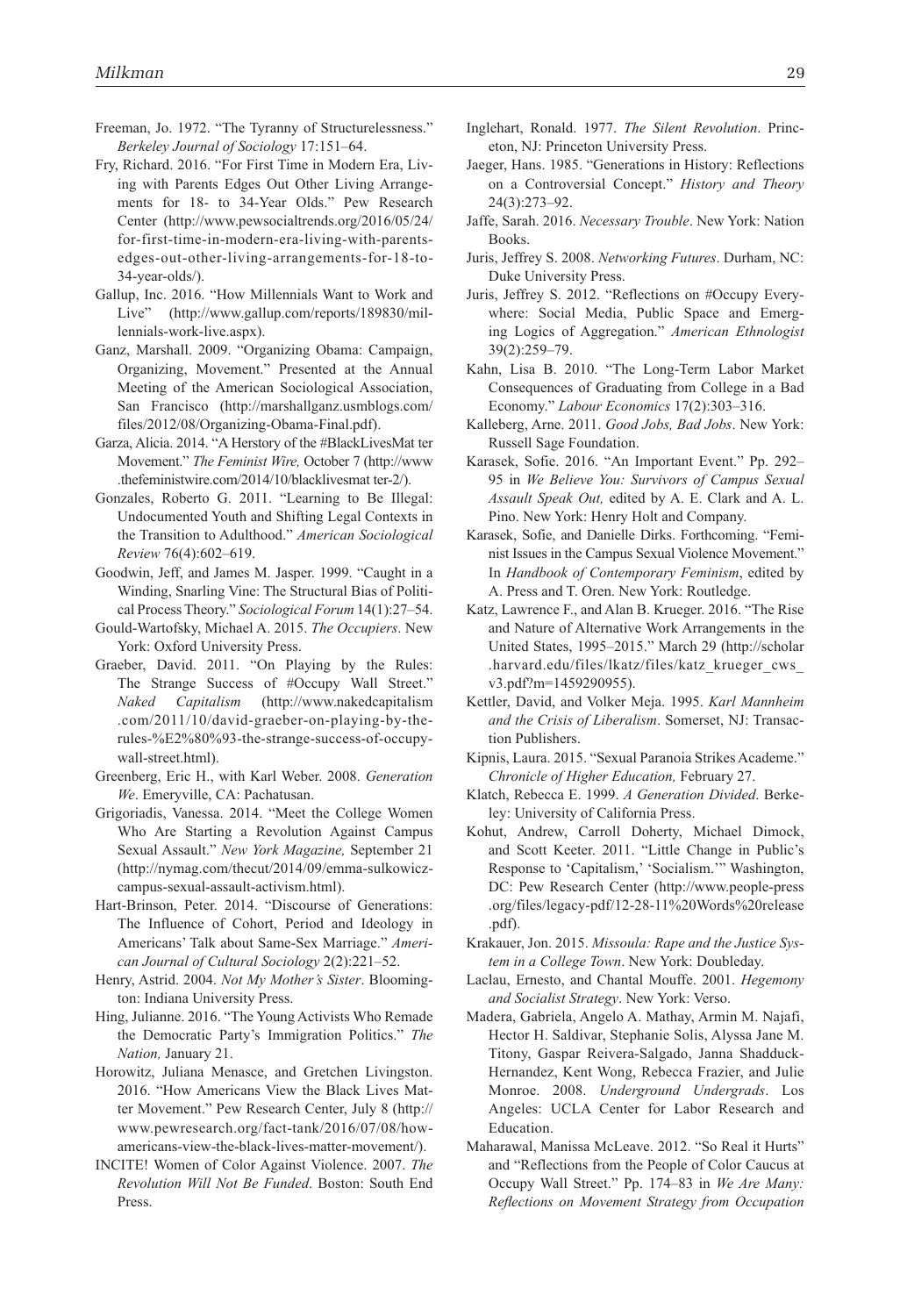Freeman, Jo. 1972. "The Tyranny of Structurelessness." *Berkeley Journal of Sociology* 17:151–64.

Fry, Richard. 2016. "For First Time in Modern Era, Living with Parents Edges Out Other Living Arrangements for 18- to 34-Year Olds." Pew Research Center (http://www.pewsocialtrends.org/2016/05/24/for-first-time-in-modern-era-living-with-parents-edges-out-other-living-arrangements-for-18-to-34-year-olds/).

Gallup, Inc. 2016. "How Millennials Want to Work and Live" (http://www.gallup.com/reports/189830/millennials-work-live.aspx).

Ganz, Marshall. 2009. "Organizing Obama: Campaign, Organizing, Movement." Presented at the Annual Meeting of the American Sociological Association, San Francisco (http://marshallganz.usmblogs.com/files/2012/08/Organizing-Obama-Final.pdf).

Garza, Alicia. 2014. "A Herstory of the #BlackLivesMat ter Movement." *The Feminist Wire,* October 7 (http://www.thefeministwire.com/2014/10/blacklivesmat ter-2/).

Gonzales, Roberto G. 2011. "Learning to Be Illegal: Undocumented Youth and Shifting Legal Contexts in the Transition to Adulthood." *American Sociological Review* 76(4):602–619.

Goodwin, Jeff, and James M. Jasper. 1999. "Caught in a Winding, Snarling Vine: The Structural Bias of Political Process Theory." *Sociological Forum* 14(1):27–54.

Gould-Wartofsky, Michael A. 2015. *The Occupiers*. New York: Oxford University Press.

Graeber, David. 2011. "On Playing by the Rules: The Strange Success of #Occupy Wall Street." *Naked Capitalism* (http://www.nakedcapitalism.com/2011/10/david-graeber-on-playing-by-the-rules-%E2%80%93-the-strange-success-of-occupy-wall-street.html).

Greenberg, Eric H., with Karl Weber. 2008. *Generation We*. Emeryville, CA: Pachatusan.

Grigoriadis, Vanessa. 2014. "Meet the College Women Who Are Starting a Revolution Against Campus Sexual Assault." *New York Magazine,* September 21 (http://nymag.com/thecut/2014/09/emma-sulkowicz-campus-sexual-assault-activism.html).

Hart-Brinson, Peter. 2014. "Discourse of Generations: The Influence of Cohort, Period and Ideology in Americans' Talk about Same-Sex Marriage." *American Journal of Cultural Sociology* 2(2):221–52.

Henry, Astrid. 2004. *Not My Mother's Sister*. Bloomington: Indiana University Press.

Hing, Julianne. 2016. "The Young Activists Who Remade the Democratic Party's Immigration Politics." *The Nation,* January 21.

Horowitz, Juliana Menasce, and Gretchen Livingston. 2016. "How Americans View the Black Lives Matter Movement." Pew Research Center, July 8 (http://www.pewresearch.org/fact-tank/2016/07/08/how-americans-view-the-black-lives-matter-movement/).

INCITE! Women of Color Against Violence. 2007. *The Revolution Will Not Be Funded*. Boston: South End Press.

Inglehart, Ronald. 1977. *The Silent Revolution*. Princeton, NJ: Princeton University Press.

Jaeger, Hans. 1985. "Generations in History: Reflections on a Controversial Concept." *History and Theory* 24(3):273–92.

Jaffe, Sarah. 2016. *Necessary Trouble*. New York: Nation Books.

Juris, Jeffrey S. 2008. *Networking Futures*. Durham, NC: Duke University Press.

Juris, Jeffrey S. 2012. "Reflections on #Occupy Everywhere: Social Media, Public Space and Emerging Logics of Aggregation." *American Ethnologist* 39(2):259–79.

Kahn, Lisa B. 2010. "The Long-Term Labor Market Consequences of Graduating from College in a Bad Economy." *Labour Economics* 17(2):303–316.

Kalleberg, Arne. 2011. *Good Jobs, Bad Jobs*. New York: Russell Sage Foundation.

Karasek, Sofie. 2016. "An Important Event." Pp. 292–95 in *We Believe You: Survivors of Campus Sexual Assault Speak Out,* edited by A. E. Clark and A. L. Pino. New York: Henry Holt and Company.

Karasek, Sofie, and Danielle Dirks. Forthcoming. "Feminist Issues in the Campus Sexual Violence Movement." In *Handbook of Contemporary Feminism*, edited by A. Press and T. Oren. New York: Routledge.

Katz, Lawrence F., and Alan B. Krueger. 2016. "The Rise and Nature of Alternative Work Arrangements in the United States, 1995–2015." March 29 (http://scholar.harvard.edu/files/lkatz/files/katz_krueger_cws_v3.pdf?m=1459290955).

Kettler, David, and Volker Meja. 1995. *Karl Mannheim and the Crisis of Liberalism*. Somerset, NJ: Transaction Publishers.

Kipnis, Laura. 2015. "Sexual Paranoia Strikes Academe." *Chronicle of Higher Education,* February 27.

Klatch, Rebecca E. 1999. *A Generation Divided*. Berkeley: University of California Press.

Kohut, Andrew, Carroll Doherty, Michael Dimock, and Scott Keeter. 2011. "Little Change in Public's Response to 'Capitalism,' 'Socialism.'" Washington, DC: Pew Research Center (http://www.people-press.org/files/legacy-pdf/12-28-11%20Words%20release.pdf).

Krakauer, Jon. 2015. *Missoula: Rape and the Justice System in a College Town*. New York: Doubleday.

Laclau, Ernesto, and Chantal Mouffe. 2001. *Hegemony and Socialist Strategy*. New York: Verso.

Madera, Gabriela, Angelo A. Mathay, Armin M. Najafi, Hector H. Saldivar, Stephanie Solis, Alyssa Jane M. Titony, Gaspar Reivera-Salgado, Janna Shadduck-Hernandez, Kent Wong, Rebecca Frazier, and Julie Monroe. 2008. *Underground Undergrads*. Los Angeles: UCLA Center for Labor Research and Education.

Maharawal, Manissa McLeave. 2012. "So Real it Hurts" and "Reflections from the People of Color Caucus at Occupy Wall Street." Pp. 174–83 in *We Are Many: Reflections on Movement Strategy from Occupation*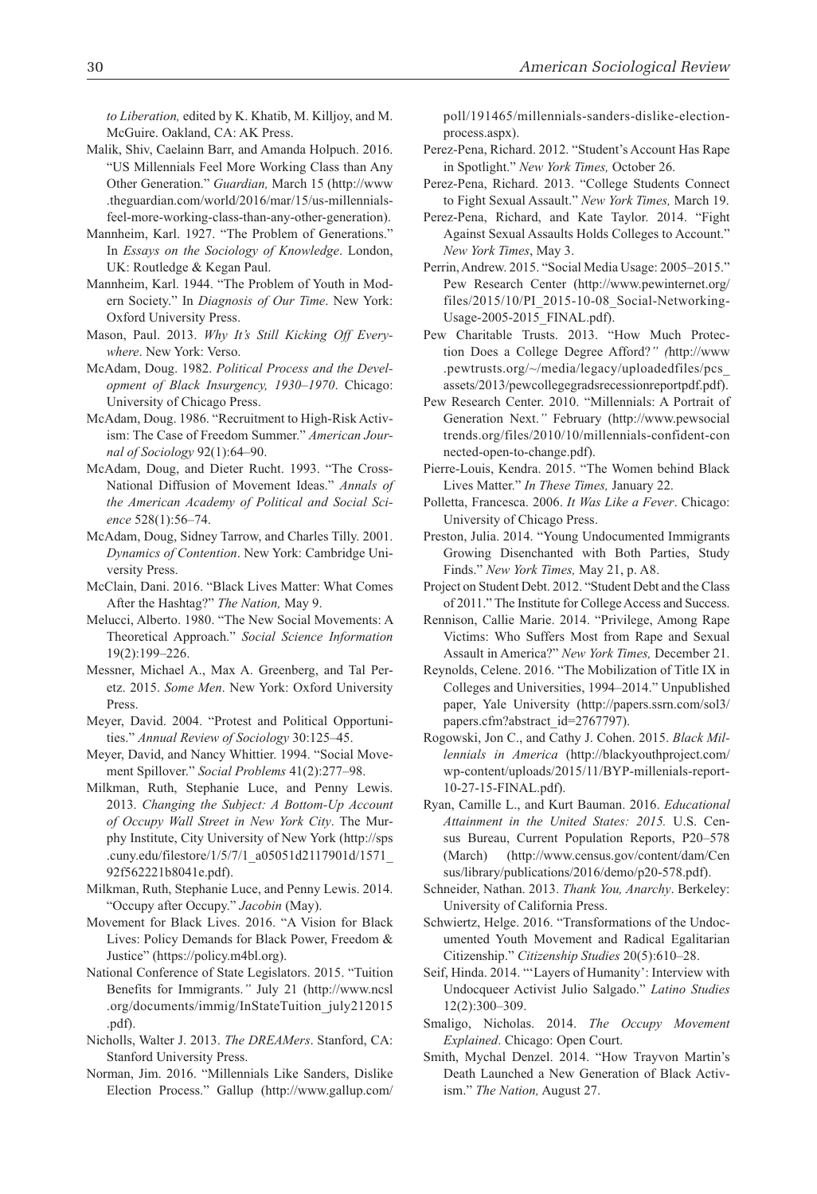*to Liberation,* edited by K. Khatib, M. Killjoy, and M. McGuire. Oakland, CA: AK Press.

Malik, Shiv, Caelainn Barr, and Amanda Holpuch. 2016. "US Millennials Feel More Working Class than Any Other Generation." *Guardian,* March 15 (http://www.theguardian.com/world/2016/mar/15/us-millennials-feel-more-working-class-than-any-other-generation).

Mannheim, Karl. 1927. "The Problem of Generations." In *Essays on the Sociology of Knowledge*. London, UK: Routledge & Kegan Paul.

Mannheim, Karl. 1944. "The Problem of Youth in Modern Society." In *Diagnosis of Our Time*. New York: Oxford University Press.

Mason, Paul. 2013. *Why It's Still Kicking Off Everywhere*. New York: Verso.

McAdam, Doug. 1982. *Political Process and the Development of Black Insurgency, 1930–1970*. Chicago: University of Chicago Press.

McAdam, Doug. 1986. "Recruitment to High-Risk Activism: The Case of Freedom Summer." *American Journal of Sociology* 92(1):64–90.

McAdam, Doug, and Dieter Rucht. 1993. "The Cross-National Diffusion of Movement Ideas." *Annals of the American Academy of Political and Social Science* 528(1):56–74.

McAdam, Doug, Sidney Tarrow, and Charles Tilly. 2001. *Dynamics of Contention*. New York: Cambridge University Press.

McClain, Dani. 2016. "Black Lives Matter: What Comes After the Hashtag?" *The Nation,* May 9.

Melucci, Alberto. 1980. "The New Social Movements: A Theoretical Approach." *Social Science Information* 19(2):199–226.

Messner, Michael A., Max A. Greenberg, and Tal Peretz. 2015. *Some Men*. New York: Oxford University Press.

Meyer, David. 2004. "Protest and Political Opportunities." *Annual Review of Sociology* 30:125–45.

Meyer, David, and Nancy Whittier. 1994. "Social Movement Spillover." *Social Problems* 41(2):277–98.

Milkman, Ruth, Stephanie Luce, and Penny Lewis. 2013. *Changing the Subject: A Bottom-Up Account of Occupy Wall Street in New York City*. The Murphy Institute, City University of New York (http://sps.cuny.edu/filestore/1/5/7/1_a05051d2117901d/1571_92f562221b8041e.pdf).

Milkman, Ruth, Stephanie Luce, and Penny Lewis. 2014. "Occupy after Occupy." *Jacobin* (May).

Movement for Black Lives. 2016. "A Vision for Black Lives: Policy Demands for Black Power, Freedom & Justice" (https://policy.m4bl.org).

National Conference of State Legislators. 2015. "Tuition Benefits for Immigrants." July 21 (http://www.ncsl.org/documents/immig/InStateTuition_july212015.pdf).

Nicholls, Walter J. 2013. *The DREAMers*. Stanford, CA: Stanford University Press.

Norman, Jim. 2016. "Millennials Like Sanders, Dislike Election Process." Gallup (http://www.gallup.com/poll/191465/millennials-sanders-dislike-election-process.aspx).

Perez-Pena, Richard. 2012. "Student's Account Has Rape in Spotlight." *New York Times,* October 26.

Perez-Pena, Richard. 2013. "College Students Connect to Fight Sexual Assault." *New York Times,* March 19.

Perez-Pena, Richard, and Kate Taylor. 2014. "Fight Against Sexual Assaults Holds Colleges to Account." *New York Times*, May 3.

Perrin, Andrew. 2015. "Social Media Usage: 2005–2015." Pew Research Center (http://www.pewinternet.org/files/2015/10/PI_2015-10-08_Social-Networking-Usage-2005-2015_FINAL.pdf).

Pew Charitable Trusts. 2013. "How Much Protection Does a College Degree Afford?" (http://www.pewtrusts.org/~/media/legacy/uploadedfiles/pcs_assets/2013/pewcollegegradsrecessionreportpdf.pdf).

Pew Research Center. 2010. "Millennials: A Portrait of Generation Next." February (http://www.pewsocialtrends.org/files/2010/10/millennials-confident-connected-open-to-change.pdf).

Pierre-Louis, Kendra. 2015. "The Women behind Black Lives Matter." *In These Times,* January 22.

Polletta, Francesca. 2006. *It Was Like a Fever*. Chicago: University of Chicago Press.

Preston, Julia. 2014. "Young Undocumented Immigrants Growing Disenchanted with Both Parties, Study Finds." *New York Times,* May 21, p. A8.

Project on Student Debt. 2012. "Student Debt and the Class of 2011." The Institute for College Access and Success.

Rennison, Callie Marie. 2014. "Privilege, Among Rape Victims: Who Suffers Most from Rape and Sexual Assault in America?" *New York Times,* December 21.

Reynolds, Celene. 2016. "The Mobilization of Title IX in Colleges and Universities, 1994–2014." Unpublished paper, Yale University (http://papers.ssrn.com/sol3/papers.cfm?abstract_id=2767797).

Rogowski, Jon C., and Cathy J. Cohen. 2015. *Black Millennials in America* (http://blackyouthproject.com/wp-content/uploads/2015/11/BYP-millenials-report-10-27-15-FINAL.pdf).

Ryan, Camille L., and Kurt Bauman. 2016. *Educational Attainment in the United States: 2015.* U.S. Census Bureau, Current Population Reports, P20–578 (March) (http://www.census.gov/content/dam/Census/library/publications/2016/demo/p20-578.pdf).

Schneider, Nathan. 2013. *Thank You, Anarchy*. Berkeley: University of California Press.

Schwiertz, Helge. 2016. "Transformations of the Undocumented Youth Movement and Radical Egalitarian Citizenship." *Citizenship Studies* 20(5):610–28.

Seif, Hinda. 2014. "'Layers of Humanity': Interview with Undocuqueer Activist Julio Salgado." *Latino Studies* 12(2):300–309.

Smaligo, Nicholas. 2014. *The Occupy Movement Explained*. Chicago: Open Court.

Smith, Mychal Denzel. 2014. "How Trayvon Martin's Death Launched a New Generation of Black Activism." *The Nation,* August 27.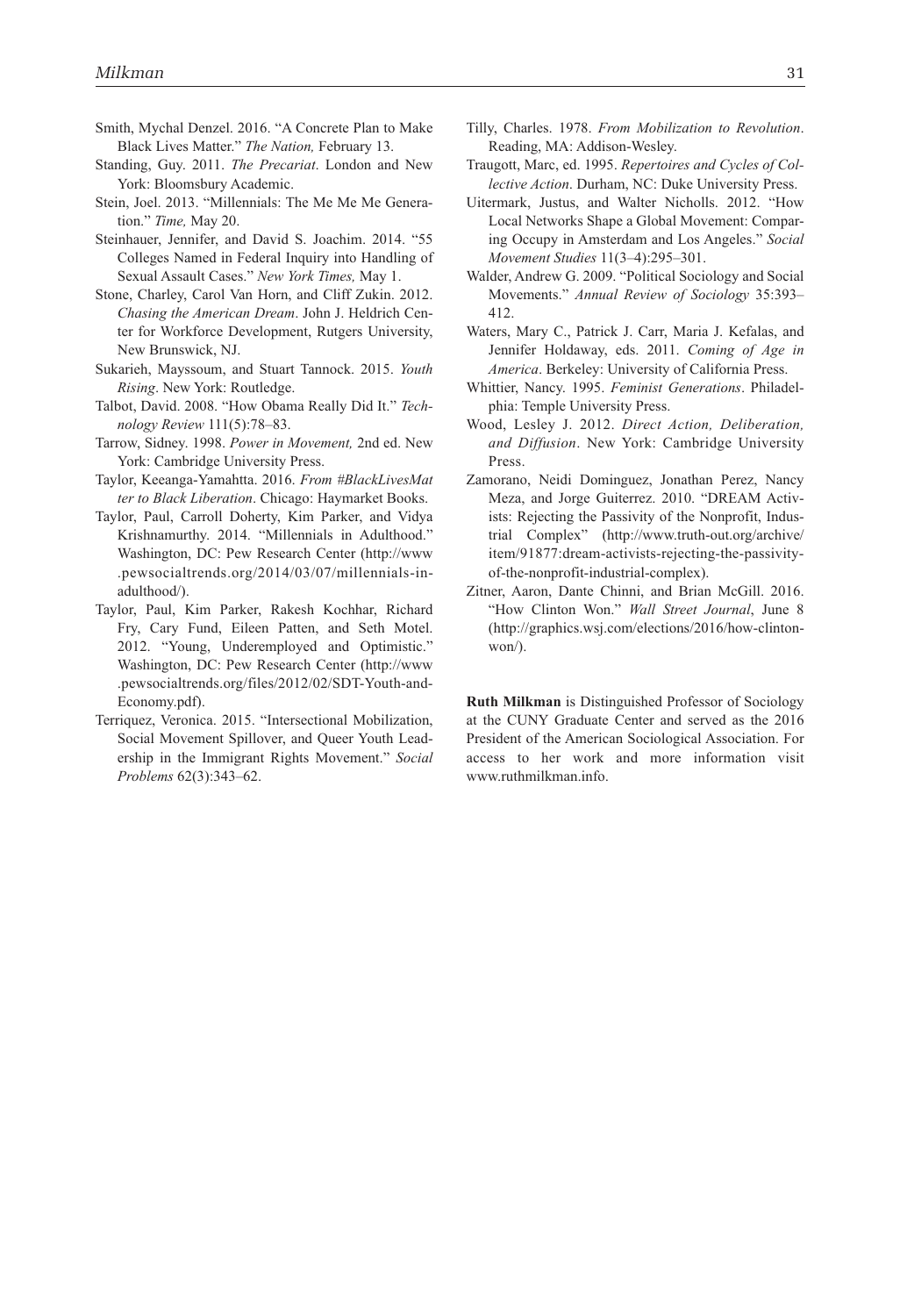Smith, Mychal Denzel. 2016. "A Concrete Plan to Make Black Lives Matter." *The Nation,* February 13.

Standing, Guy. 2011. *The Precariat*. London and New York: Bloomsbury Academic.

Stein, Joel. 2013. "Millennials: The Me Me Me Generation." *Time,* May 20.

Steinhauer, Jennifer, and David S. Joachim. 2014. "55 Colleges Named in Federal Inquiry into Handling of Sexual Assault Cases." *New York Times,* May 1.

Stone, Charley, Carol Van Horn, and Cliff Zukin. 2012. *Chasing the American Dream*. John J. Heldrich Center for Workforce Development, Rutgers University, New Brunswick, NJ.

Sukarieh, Mayssoum, and Stuart Tannock. 2015. *Youth Rising*. New York: Routledge.

Talbot, David. 2008. "How Obama Really Did It." *Technology Review* 111(5):78–83.

Tarrow, Sidney. 1998. *Power in Movement,* 2nd ed. New York: Cambridge University Press.

Taylor, Keeanga-Yamahtta. 2016. *From #BlackLivesMatter to Black Liberation*. Chicago: Haymarket Books.

Taylor, Paul, Carroll Doherty, Kim Parker, and Vidya Krishnamurthy. 2014. "Millennials in Adulthood." Washington, DC: Pew Research Center (http://www.pewsocialtrends.org/2014/03/07/millennials-in-adulthood/).

Taylor, Paul, Kim Parker, Rakesh Kochhar, Richard Fry, Cary Fund, Eileen Patten, and Seth Motel. 2012. "Young, Underemployed and Optimistic." Washington, DC: Pew Research Center (http://www.pewsocialtrends.org/files/2012/02/SDT-Youth-and-Economy.pdf).

Terriquez, Veronica. 2015. "Intersectional Mobilization, Social Movement Spillover, and Queer Youth Leadership in the Immigrant Rights Movement." *Social Problems* 62(3):343–62.

Tilly, Charles. 1978. *From Mobilization to Revolution*. Reading, MA: Addison-Wesley.

Traugott, Marc, ed. 1995. *Repertoires and Cycles of Collective Action*. Durham, NC: Duke University Press.

Uitermark, Justus, and Walter Nicholls. 2012. "How Local Networks Shape a Global Movement: Comparing Occupy in Amsterdam and Los Angeles." *Social Movement Studies* 11(3–4):295–301.

Walder, Andrew G. 2009. "Political Sociology and Social Movements." *Annual Review of Sociology* 35:393–412.

Waters, Mary C., Patrick J. Carr, Maria J. Kefalas, and Jennifer Holdaway, eds. 2011. *Coming of Age in America*. Berkeley: University of California Press.

Whittier, Nancy. 1995. *Feminist Generations*. Philadelphia: Temple University Press.

Wood, Lesley J. 2012. *Direct Action, Deliberation, and Diffusion*. New York: Cambridge University Press.

Zamorano, Neidi Dominguez, Jonathan Perez, Nancy Meza, and Jorge Guiterrez. 2010. "DREAM Activists: Rejecting the Passivity of the Nonprofit, Industrial Complex" (http://www.truth-out.org/archive/item/91877:dream-activists-rejecting-the-passivity-of-the-nonprofit-industrial-complex).

Zitner, Aaron, Dante Chinni, and Brian McGill. 2016. "How Clinton Won." *Wall Street Journal*, June 8 (http://graphics.wsj.com/elections/2016/how-clinton-won/).

**Ruth Milkman** is Distinguished Professor of Sociology at the CUNY Graduate Center and served as the 2016 President of the American Sociological Association. For access to her work and more information visit www.ruthmilkman.info.